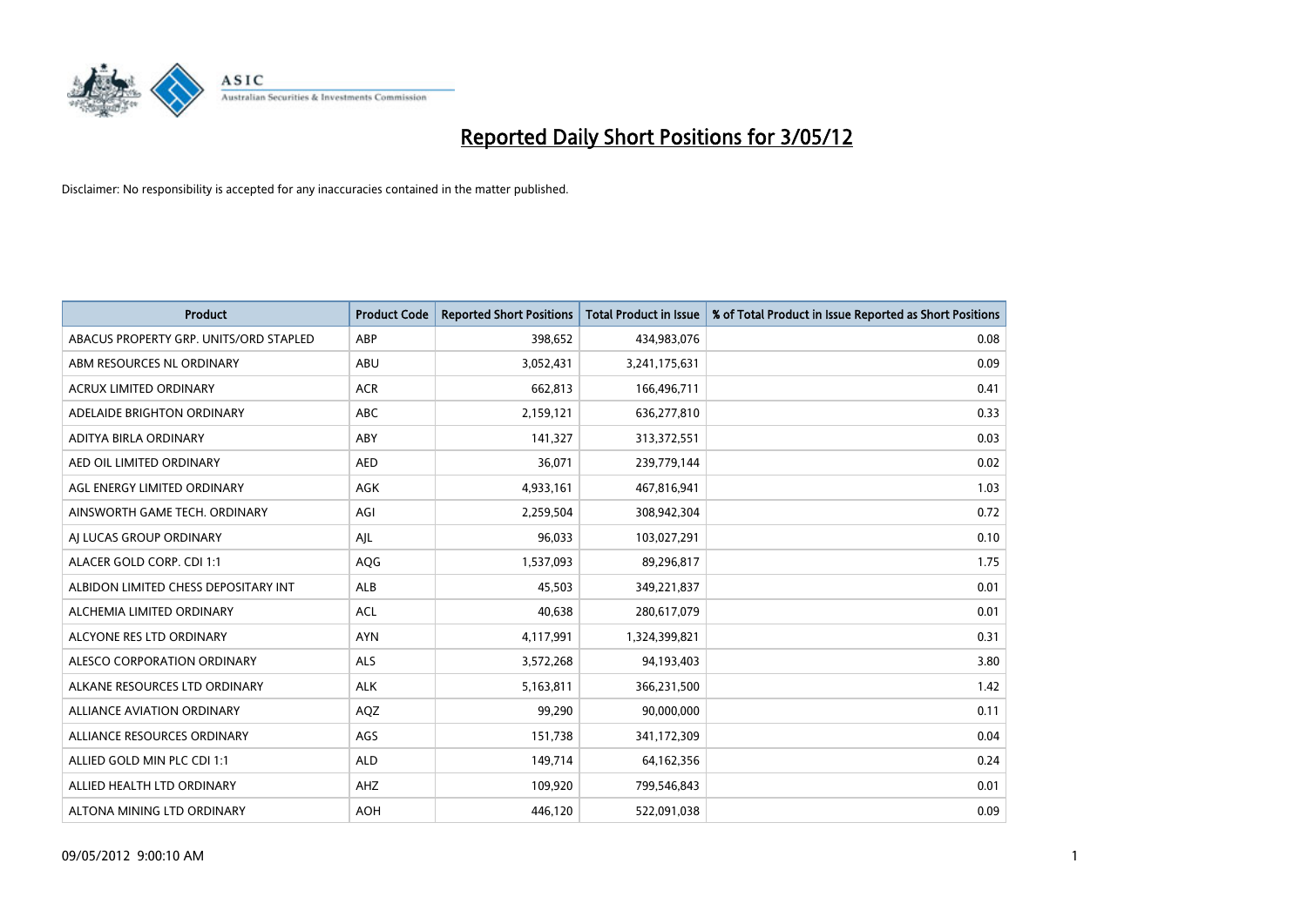# Reported Daily Short Positions for 3/05/12

Disclaimer: No responsibility is accepted for any inaccuracies contained in the matter published.

| Product | Product Code | Reported Short Positions | Total Product in Issue | % of Total Product in Issue Reported as Short Positions |
|---|---|---|---|---|
| ABACUS PROPERTY GRP. UNITS/ORD STAPLED | ABP | 398,652 | 434,983,076 | 0.08 |
| ABM RESOURCES NL ORDINARY | ABU | 3,052,431 | 3,241,175,631 | 0.09 |
| ACRUX LIMITED ORDINARY | ACR | 662,813 | 166,496,711 | 0.41 |
| ADELAIDE BRIGHTON ORDINARY | ABC | 2,159,121 | 636,277,810 | 0.33 |
| ADITYA BIRLA ORDINARY | ABY | 141,327 | 313,372,551 | 0.03 |
| AED OIL LIMITED ORDINARY | AED | 36,071 | 239,779,144 | 0.02 |
| AGL ENERGY LIMITED ORDINARY | AGK | 4,933,161 | 467,816,941 | 1.03 |
| AINSWORTH GAME TECH. ORDINARY | AGI | 2,259,504 | 308,942,304 | 0.72 |
| AJ LUCAS GROUP ORDINARY | AJL | 96,033 | 103,027,291 | 0.10 |
| ALACER GOLD CORP. CDI 1:1 | AQG | 1,537,093 | 89,296,817 | 1.75 |
| ALBIDON LIMITED CHESS DEPOSITARY INT | ALB | 45,503 | 349,221,837 | 0.01 |
| ALCHEMIA LIMITED ORDINARY | ACL | 40,638 | 280,617,079 | 0.01 |
| ALCYONE RES LTD ORDINARY | AYN | 4,117,991 | 1,324,399,821 | 0.31 |
| ALESCO CORPORATION ORDINARY | ALS | 3,572,268 | 94,193,403 | 3.80 |
| ALKANE RESOURCES LTD ORDINARY | ALK | 5,163,811 | 366,231,500 | 1.42 |
| ALLIANCE AVIATION ORDINARY | AQZ | 99,290 | 90,000,000 | 0.11 |
| ALLIANCE RESOURCES ORDINARY | AGS | 151,738 | 341,172,309 | 0.04 |
| ALLIED GOLD MIN PLC CDI 1:1 | ALD | 149,714 | 64,162,356 | 0.24 |
| ALLIED HEALTH LTD ORDINARY | AHZ | 109,920 | 799,546,843 | 0.01 |
| ALTONA MINING LTD ORDINARY | AOH | 446,120 | 522,091,038 | 0.09 |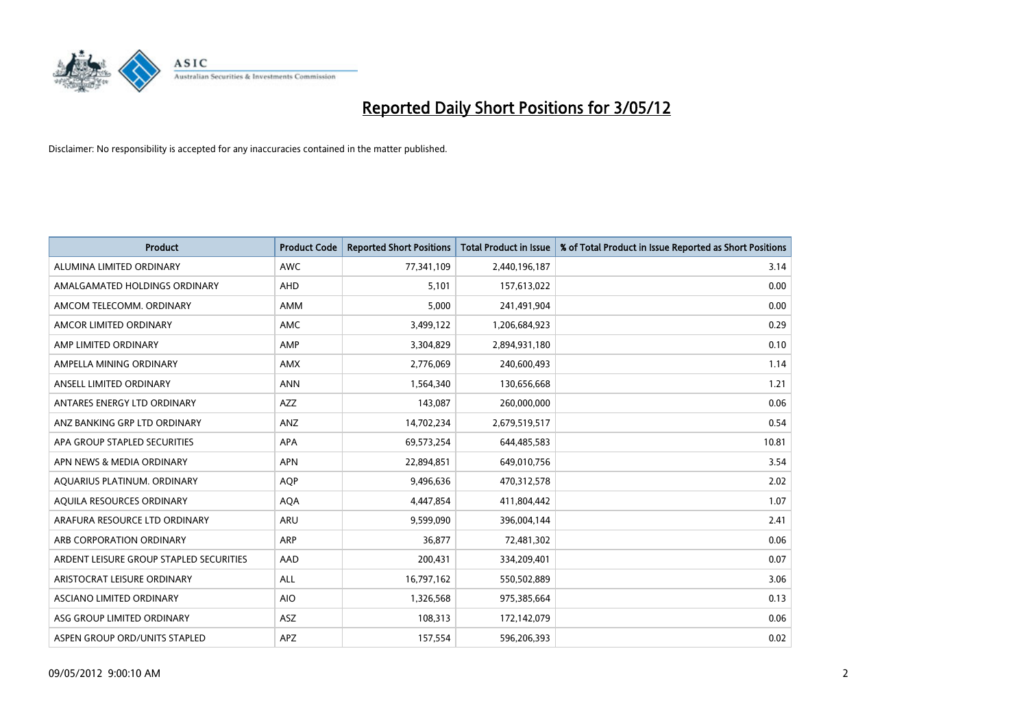# Reported Daily Short Positions for 3/05/12

Disclaimer: No responsibility is accepted for any inaccuracies contained in the matter published.

| Product | Product Code | Reported Short Positions | Total Product in Issue | % of Total Product in Issue Reported as Short Positions |
|---|---|---|---|---|
| ALUMINA LIMITED ORDINARY | AWC | 77,341,109 | 2,440,196,187 | 3.14 |
| AMALGAMATED HOLDINGS ORDINARY | AHD | 5,101 | 157,613,022 | 0.00 |
| AMCOM TELECOMM. ORDINARY | AMM | 5,000 | 241,491,904 | 0.00 |
| AMCOR LIMITED ORDINARY | AMC | 3,499,122 | 1,206,684,923 | 0.29 |
| AMP LIMITED ORDINARY | AMP | 3,304,829 | 2,894,931,180 | 0.10 |
| AMPELLA MINING ORDINARY | AMX | 2,776,069 | 240,600,493 | 1.14 |
| ANSELL LIMITED ORDINARY | ANN | 1,564,340 | 130,656,668 | 1.21 |
| ANTARES ENERGY LTD ORDINARY | AZZ | 143,087 | 260,000,000 | 0.06 |
| ANZ BANKING GRP LTD ORDINARY | ANZ | 14,702,234 | 2,679,519,517 | 0.54 |
| APA GROUP STAPLED SECURITIES | APA | 69,573,254 | 644,485,583 | 10.81 |
| APN NEWS & MEDIA ORDINARY | APN | 22,894,851 | 649,010,756 | 3.54 |
| AQUARIUS PLATINUM. ORDINARY | AQP | 9,496,636 | 470,312,578 | 2.02 |
| AQUILA RESOURCES ORDINARY | AQA | 4,447,854 | 411,804,442 | 1.07 |
| ARAFURA RESOURCE LTD ORDINARY | ARU | 9,599,090 | 396,004,144 | 2.41 |
| ARB CORPORATION ORDINARY | ARP | 36,877 | 72,481,302 | 0.06 |
| ARDENT LEISURE GROUP STAPLED SECURITIES | AAD | 200,431 | 334,209,401 | 0.07 |
| ARISTOCRAT LEISURE ORDINARY | ALL | 16,797,162 | 550,502,889 | 3.06 |
| ASCIANO LIMITED ORDINARY | AIO | 1,326,568 | 975,385,664 | 0.13 |
| ASG GROUP LIMITED ORDINARY | ASZ | 108,313 | 172,142,079 | 0.06 |
| ASPEN GROUP ORD/UNITS STAPLED | APZ | 157,554 | 596,206,393 | 0.02 |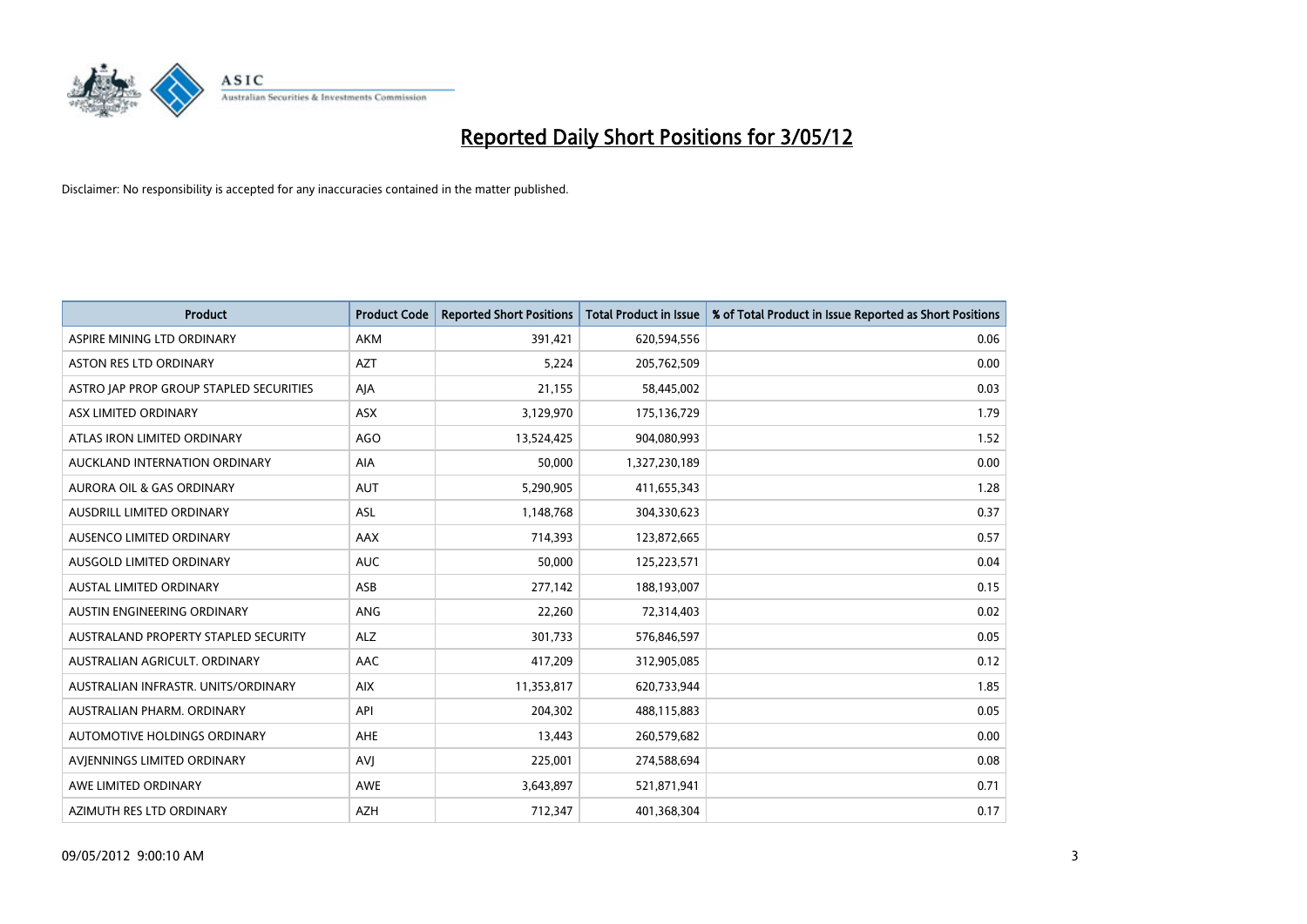# Reported Daily Short Positions for 3/05/12

Disclaimer: No responsibility is accepted for any inaccuracies contained in the matter published.

| Product | Product Code | Reported Short Positions | Total Product in Issue | % of Total Product in Issue Reported as Short Positions |
|---|---|---|---|---|
| ASPIRE MINING LTD ORDINARY | AKM | 391,421 | 620,594,556 | 0.06 |
| ASTON RES LTD ORDINARY | AZT | 5,224 | 205,762,509 | 0.00 |
| ASTRO JAP PROP GROUP STAPLED SECURITIES | AJA | 21,155 | 58,445,002 | 0.03 |
| ASX LIMITED ORDINARY | ASX | 3,129,970 | 175,136,729 | 1.79 |
| ATLAS IRON LIMITED ORDINARY | AGO | 13,524,425 | 904,080,993 | 1.52 |
| AUCKLAND INTERNATION ORDINARY | AIA | 50,000 | 1,327,230,189 | 0.00 |
| AURORA OIL & GAS ORDINARY | AUT | 5,290,905 | 411,655,343 | 1.28 |
| AUSDRILL LIMITED ORDINARY | ASL | 1,148,768 | 304,330,623 | 0.37 |
| AUSENCO LIMITED ORDINARY | AAX | 714,393 | 123,872,665 | 0.57 |
| AUSGOLD LIMITED ORDINARY | AUC | 50,000 | 125,223,571 | 0.04 |
| AUSTAL LIMITED ORDINARY | ASB | 277,142 | 188,193,007 | 0.15 |
| AUSTIN ENGINEERING ORDINARY | ANG | 22,260 | 72,314,403 | 0.02 |
| AUSTRALAND PROPERTY STAPLED SECURITY | ALZ | 301,733 | 576,846,597 | 0.05 |
| AUSTRALIAN AGRICULT. ORDINARY | AAC | 417,209 | 312,905,085 | 0.12 |
| AUSTRALIAN INFRASTR. UNITS/ORDINARY | AIX | 11,353,817 | 620,733,944 | 1.85 |
| AUSTRALIAN PHARM. ORDINARY | API | 204,302 | 488,115,883 | 0.05 |
| AUTOMOTIVE HOLDINGS ORDINARY | AHE | 13,443 | 260,579,682 | 0.00 |
| AVJENNINGS LIMITED ORDINARY | AVJ | 225,001 | 274,588,694 | 0.08 |
| AWE LIMITED ORDINARY | AWE | 3,643,897 | 521,871,941 | 0.71 |
| AZIMUTH RES LTD ORDINARY | AZH | 712,347 | 401,368,304 | 0.17 |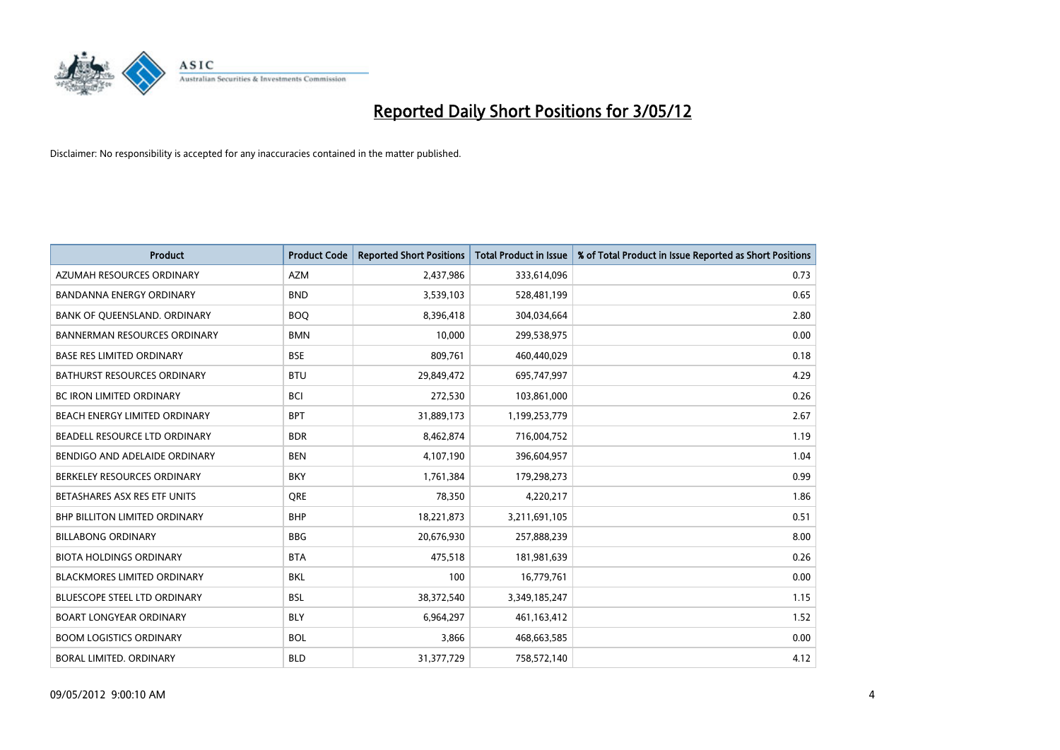# Reported Daily Short Positions for 3/05/12

Disclaimer: No responsibility is accepted for any inaccuracies contained in the matter published.

| Product | Product Code | Reported Short Positions | Total Product in Issue | % of Total Product in Issue Reported as Short Positions |
|---|---|---|---|---|
| AZUMAH RESOURCES ORDINARY | AZM | 2,437,986 | 333,614,096 | 0.73 |
| BANDANNA ENERGY ORDINARY | BND | 3,539,103 | 528,481,199 | 0.65 |
| BANK OF QUEENSLAND. ORDINARY | BOQ | 8,396,418 | 304,034,664 | 2.80 |
| BANNERMAN RESOURCES ORDINARY | BMN | 10,000 | 299,538,975 | 0.00 |
| BASE RES LIMITED ORDINARY | BSE | 809,761 | 460,440,029 | 0.18 |
| BATHURST RESOURCES ORDINARY | BTU | 29,849,472 | 695,747,997 | 4.29 |
| BC IRON LIMITED ORDINARY | BCI | 272,530 | 103,861,000 | 0.26 |
| BEACH ENERGY LIMITED ORDINARY | BPT | 31,889,173 | 1,199,253,779 | 2.67 |
| BEADELL RESOURCE LTD ORDINARY | BDR | 8,462,874 | 716,004,752 | 1.19 |
| BENDIGO AND ADELAIDE ORDINARY | BEN | 4,107,190 | 396,604,957 | 1.04 |
| BERKELEY RESOURCES ORDINARY | BKY | 1,761,384 | 179,298,273 | 0.99 |
| BETASHARES ASX RES ETF UNITS | QRE | 78,350 | 4,220,217 | 1.86 |
| BHP BILLITON LIMITED ORDINARY | BHP | 18,221,873 | 3,211,691,105 | 0.51 |
| BILLABONG ORDINARY | BBG | 20,676,930 | 257,888,239 | 8.00 |
| BIOTA HOLDINGS ORDINARY | BTA | 475,518 | 181,981,639 | 0.26 |
| BLACKMORES LIMITED ORDINARY | BKL | 100 | 16,779,761 | 0.00 |
| BLUESCOPE STEEL LTD ORDINARY | BSL | 38,372,540 | 3,349,185,247 | 1.15 |
| BOART LONGYEAR ORDINARY | BLY | 6,964,297 | 461,163,412 | 1.52 |
| BOOM LOGISTICS ORDINARY | BOL | 3,866 | 468,663,585 | 0.00 |
| BORAL LIMITED. ORDINARY | BLD | 31,377,729 | 758,572,140 | 4.12 |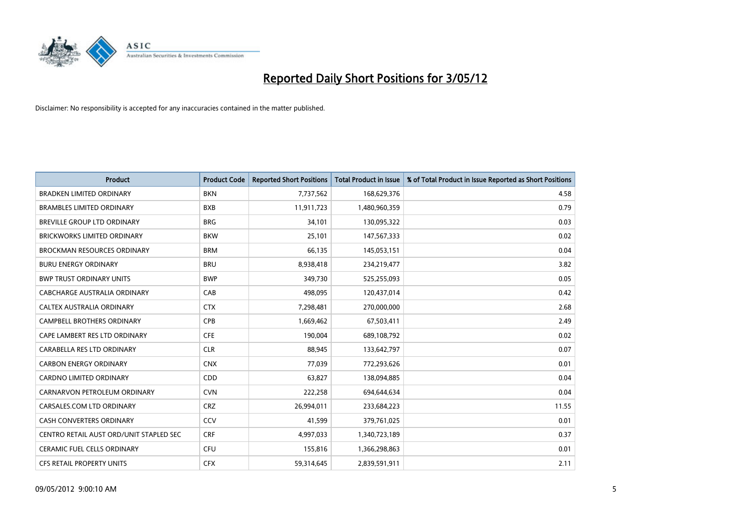# Reported Daily Short Positions for 3/05/12

Disclaimer: No responsibility is accepted for any inaccuracies contained in the matter published.

| Product | Product Code | Reported Short Positions | Total Product in Issue | % of Total Product in Issue Reported as Short Positions |
|---|---|---|---|---|
| BRADKEN LIMITED ORDINARY | BKN | 7,737,562 | 168,629,376 | 4.58 |
| BRAMBLES LIMITED ORDINARY | BXB | 11,911,723 | 1,480,960,359 | 0.79 |
| BREVILLE GROUP LTD ORDINARY | BRG | 34,101 | 130,095,322 | 0.03 |
| BRICKWORKS LIMITED ORDINARY | BKW | 25,101 | 147,567,333 | 0.02 |
| BROCKMAN RESOURCES ORDINARY | BRM | 66,135 | 145,053,151 | 0.04 |
| BURU ENERGY ORDINARY | BRU | 8,938,418 | 234,219,477 | 3.82 |
| BWP TRUST ORDINARY UNITS | BWP | 349,730 | 525,255,093 | 0.05 |
| CABCHARGE AUSTRALIA ORDINARY | CAB | 498,095 | 120,437,014 | 0.42 |
| CALTEX AUSTRALIA ORDINARY | CTX | 7,298,481 | 270,000,000 | 2.68 |
| CAMPBELL BROTHERS ORDINARY | CPB | 1,669,462 | 67,503,411 | 2.49 |
| CAPE LAMBERT RES LTD ORDINARY | CFE | 190,004 | 689,108,792 | 0.02 |
| CARABELLA RES LTD ORDINARY | CLR | 88,945 | 133,642,797 | 0.07 |
| CARBON ENERGY ORDINARY | CNX | 77,039 | 772,293,626 | 0.01 |
| CARDNO LIMITED ORDINARY | CDD | 63,827 | 138,094,885 | 0.04 |
| CARNARVON PETROLEUM ORDINARY | CVN | 222,258 | 694,644,634 | 0.04 |
| CARSALES.COM LTD ORDINARY | CRZ | 26,994,011 | 233,684,223 | 11.55 |
| CASH CONVERTERS ORDINARY | CCV | 41,599 | 379,761,025 | 0.01 |
| CENTRO RETAIL AUST ORD/UNIT STAPLED SEC | CRF | 4,997,033 | 1,340,723,189 | 0.37 |
| CERAMIC FUEL CELLS ORDINARY | CFU | 155,816 | 1,366,298,863 | 0.01 |
| CFS RETAIL PROPERTY UNITS | CFX | 59,314,645 | 2,839,591,911 | 2.11 |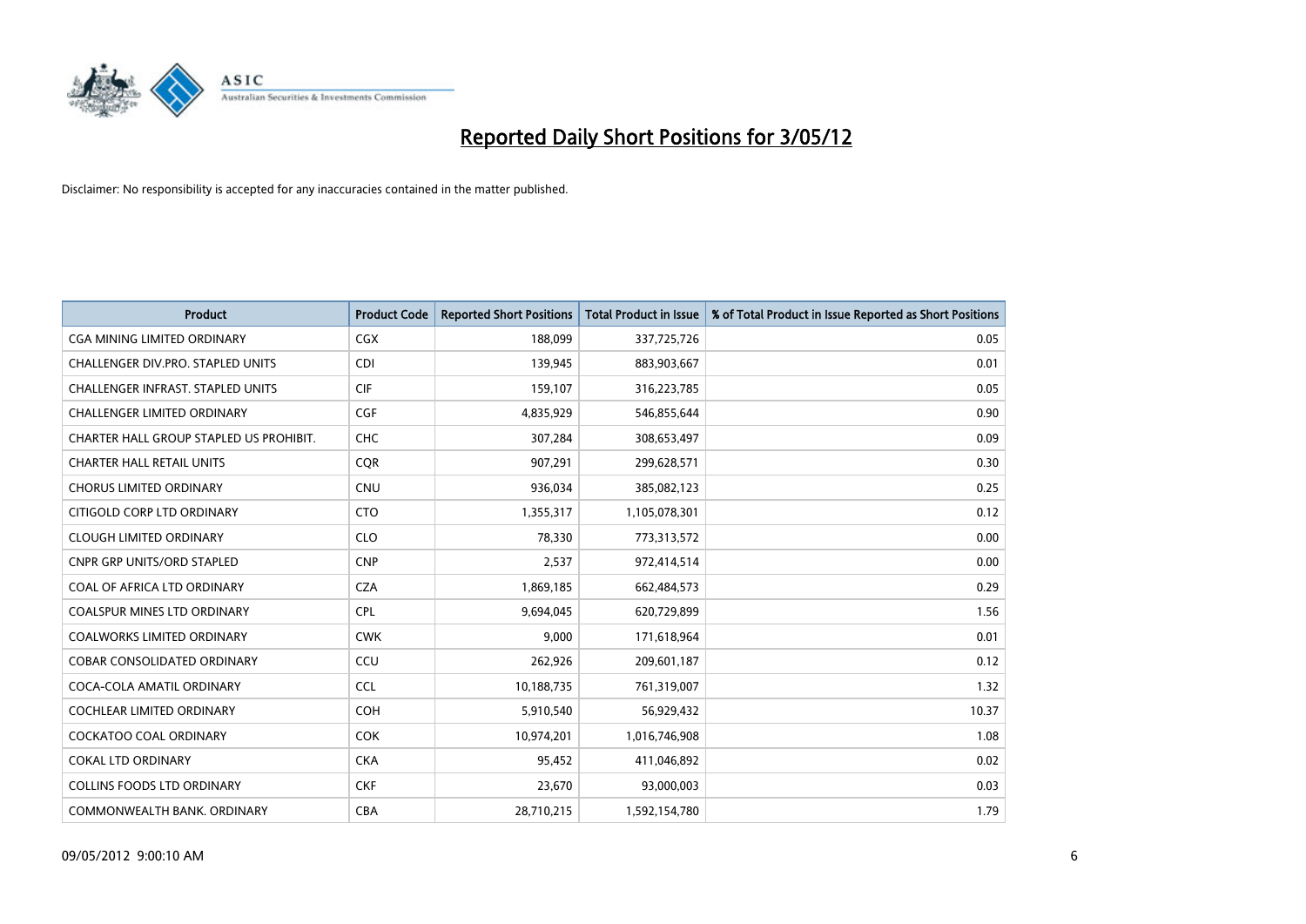# Reported Daily Short Positions for 3/05/12

Disclaimer: No responsibility is accepted for any inaccuracies contained in the matter published.

| Product | Product Code | Reported Short Positions | Total Product in Issue | % of Total Product in Issue Reported as Short Positions |
|---|---|---|---|---|
| CGA MINING LIMITED ORDINARY | CGX | 188,099 | 337,725,726 | 0.05 |
| CHALLENGER DIV.PRO. STAPLED UNITS | CDI | 139,945 | 883,903,667 | 0.01 |
| CHALLENGER INFRAST. STAPLED UNITS | CIF | 159,107 | 316,223,785 | 0.05 |
| CHALLENGER LIMITED ORDINARY | CGF | 4,835,929 | 546,855,644 | 0.90 |
| CHARTER HALL GROUP STAPLED US PROHIBIT. | CHC | 307,284 | 308,653,497 | 0.09 |
| CHARTER HALL RETAIL UNITS | CQR | 907,291 | 299,628,571 | 0.30 |
| CHORUS LIMITED ORDINARY | CNU | 936,034 | 385,082,123 | 0.25 |
| CITIGOLD CORP LTD ORDINARY | CTO | 1,355,317 | 1,105,078,301 | 0.12 |
| CLOUGH LIMITED ORDINARY | CLO | 78,330 | 773,313,572 | 0.00 |
| CNPR GRP UNITS/ORD STAPLED | CNP | 2,537 | 972,414,514 | 0.00 |
| COAL OF AFRICA LTD ORDINARY | CZA | 1,869,185 | 662,484,573 | 0.29 |
| COALSPUR MINES LTD ORDINARY | CPL | 9,694,045 | 620,729,899 | 1.56 |
| COALWORKS LIMITED ORDINARY | CWK | 9,000 | 171,618,964 | 0.01 |
| COBAR CONSOLIDATED ORDINARY | CCU | 262,926 | 209,601,187 | 0.12 |
| COCA-COLA AMATIL ORDINARY | CCL | 10,188,735 | 761,319,007 | 1.32 |
| COCHLEAR LIMITED ORDINARY | COH | 5,910,540 | 56,929,432 | 10.37 |
| COCKATOO COAL ORDINARY | COK | 10,974,201 | 1,016,746,908 | 1.08 |
| COKAL LTD ORDINARY | CKA | 95,452 | 411,046,892 | 0.02 |
| COLLINS FOODS LTD ORDINARY | CKF | 23,670 | 93,000,003 | 0.03 |
| COMMONWEALTH BANK. ORDINARY | CBA | 28,710,215 | 1,592,154,780 | 1.79 |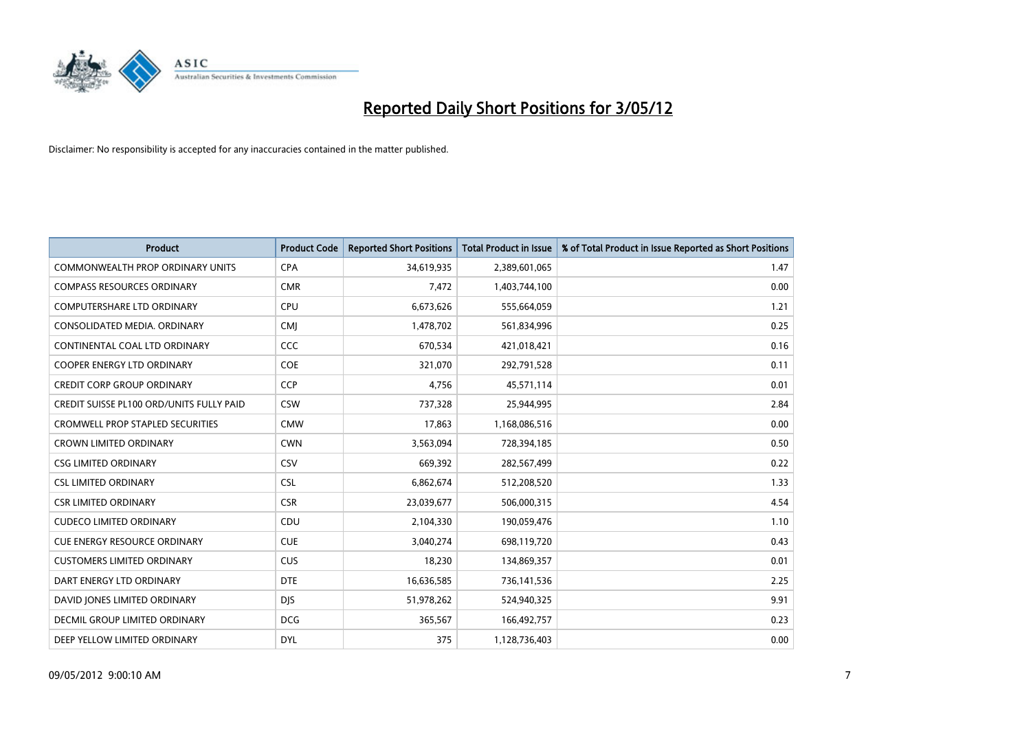# Reported Daily Short Positions for 3/05/12

Disclaimer: No responsibility is accepted for any inaccuracies contained in the matter published.

| Product | Product Code | Reported Short Positions | Total Product in Issue | % of Total Product in Issue Reported as Short Positions |
|---|---|---|---|---|
| COMMONWEALTH PROP ORDINARY UNITS | CPA | 34,619,935 | 2,389,601,065 | 1.47 |
| COMPASS RESOURCES ORDINARY | CMR | 7,472 | 1,403,744,100 | 0.00 |
| COMPUTERSHARE LTD ORDINARY | CPU | 6,673,626 | 555,664,059 | 1.21 |
| CONSOLIDATED MEDIA. ORDINARY | CMJ | 1,478,702 | 561,834,996 | 0.25 |
| CONTINENTAL COAL LTD ORDINARY | CCC | 670,534 | 421,018,421 | 0.16 |
| COOPER ENERGY LTD ORDINARY | COE | 321,070 | 292,791,528 | 0.11 |
| CREDIT CORP GROUP ORDINARY | CCP | 4,756 | 45,571,114 | 0.01 |
| CREDIT SUISSE PL100 ORD/UNITS FULLY PAID | CSW | 737,328 | 25,944,995 | 2.84 |
| CROMWELL PROP STAPLED SECURITIES | CMW | 17,863 | 1,168,086,516 | 0.00 |
| CROWN LIMITED ORDINARY | CWN | 3,563,094 | 728,394,185 | 0.50 |
| CSG LIMITED ORDINARY | CSV | 669,392 | 282,567,499 | 0.22 |
| CSL LIMITED ORDINARY | CSL | 6,862,674 | 512,208,520 | 1.33 |
| CSR LIMITED ORDINARY | CSR | 23,039,677 | 506,000,315 | 4.54 |
| CUDECO LIMITED ORDINARY | CDU | 2,104,330 | 190,059,476 | 1.10 |
| CUE ENERGY RESOURCE ORDINARY | CUE | 3,040,274 | 698,119,720 | 0.43 |
| CUSTOMERS LIMITED ORDINARY | CUS | 18,230 | 134,869,357 | 0.01 |
| DART ENERGY LTD ORDINARY | DTE | 16,636,585 | 736,141,536 | 2.25 |
| DAVID JONES LIMITED ORDINARY | DJS | 51,978,262 | 524,940,325 | 9.91 |
| DECMIL GROUP LIMITED ORDINARY | DCG | 365,567 | 166,492,757 | 0.23 |
| DEEP YELLOW LIMITED ORDINARY | DYL | 375 | 1,128,736,403 | 0.00 |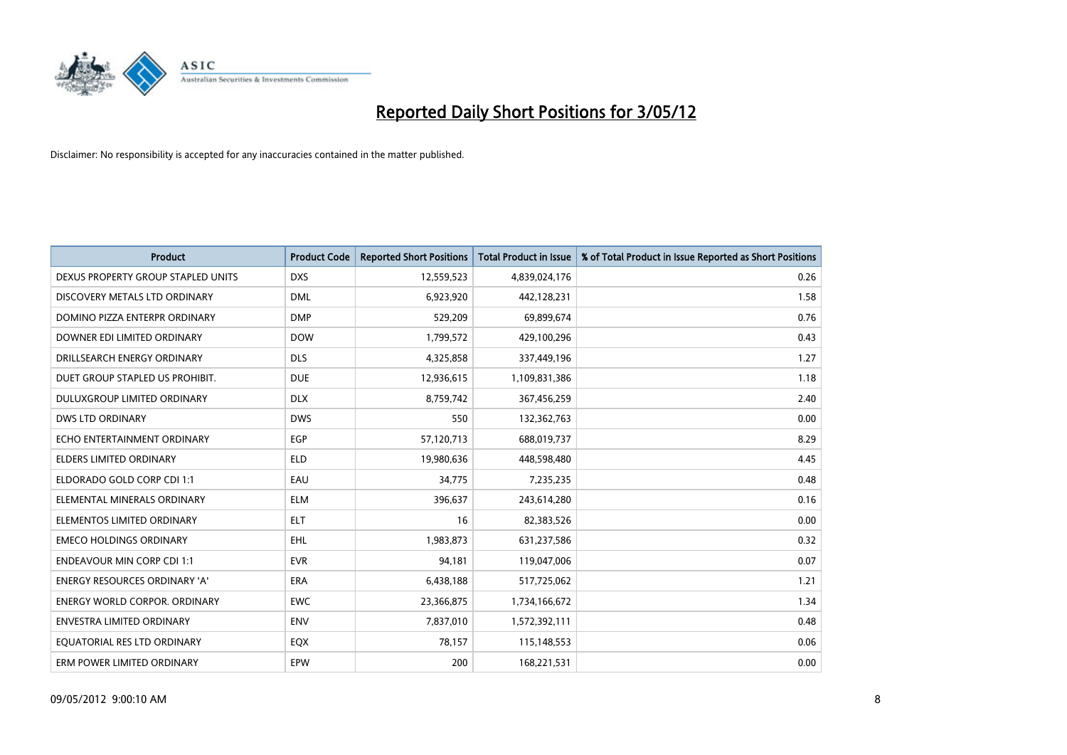# Reported Daily Short Positions for 3/05/12

Disclaimer: No responsibility is accepted for any inaccuracies contained in the matter published.

| Product | Product Code | Reported Short Positions | Total Product in Issue | % of Total Product in Issue Reported as Short Positions |
|---|---|---|---|---|
| DEXUS PROPERTY GROUP STAPLED UNITS | DXS | 12,559,523 | 4,839,024,176 | 0.26 |
| DISCOVERY METALS LTD ORDINARY | DML | 6,923,920 | 442,128,231 | 1.58 |
| DOMINO PIZZA ENTERPR ORDINARY | DMP | 529,209 | 69,899,674 | 0.76 |
| DOWNER EDI LIMITED ORDINARY | DOW | 1,799,572 | 429,100,296 | 0.43 |
| DRILLSEARCH ENERGY ORDINARY | DLS | 4,325,858 | 337,449,196 | 1.27 |
| DUET GROUP STAPLED US PROHIBIT. | DUE | 12,936,615 | 1,109,831,386 | 1.18 |
| DULUXGROUP LIMITED ORDINARY | DLX | 8,759,742 | 367,456,259 | 2.40 |
| DWS LTD ORDINARY | DWS | 550 | 132,362,763 | 0.00 |
| ECHO ENTERTAINMENT ORDINARY | EGP | 57,120,713 | 688,019,737 | 8.29 |
| ELDERS LIMITED ORDINARY | ELD | 19,980,636 | 448,598,480 | 4.45 |
| ELDORADO GOLD CORP CDI 1:1 | EAU | 34,775 | 7,235,235 | 0.48 |
| ELEMENTAL MINERALS ORDINARY | ELM | 396,637 | 243,614,280 | 0.16 |
| ELEMENTOS LIMITED ORDINARY | ELT | 16 | 82,383,526 | 0.00 |
| EMECO HOLDINGS ORDINARY | EHL | 1,983,873 | 631,237,586 | 0.32 |
| ENDEAVOUR MIN CORP CDI 1:1 | EVR | 94,181 | 119,047,006 | 0.07 |
| ENERGY RESOURCES ORDINARY 'A' | ERA | 6,438,188 | 517,725,062 | 1.21 |
| ENERGY WORLD CORPOR. ORDINARY | EWC | 23,366,875 | 1,734,166,672 | 1.34 |
| ENVESTRA LIMITED ORDINARY | ENV | 7,837,010 | 1,572,392,111 | 0.48 |
| EQUATORIAL RES LTD ORDINARY | EQX | 78,157 | 115,148,553 | 0.06 |
| ERM POWER LIMITED ORDINARY | EPW | 200 | 168,221,531 | 0.00 |

09/05/2012 9:00:10 AM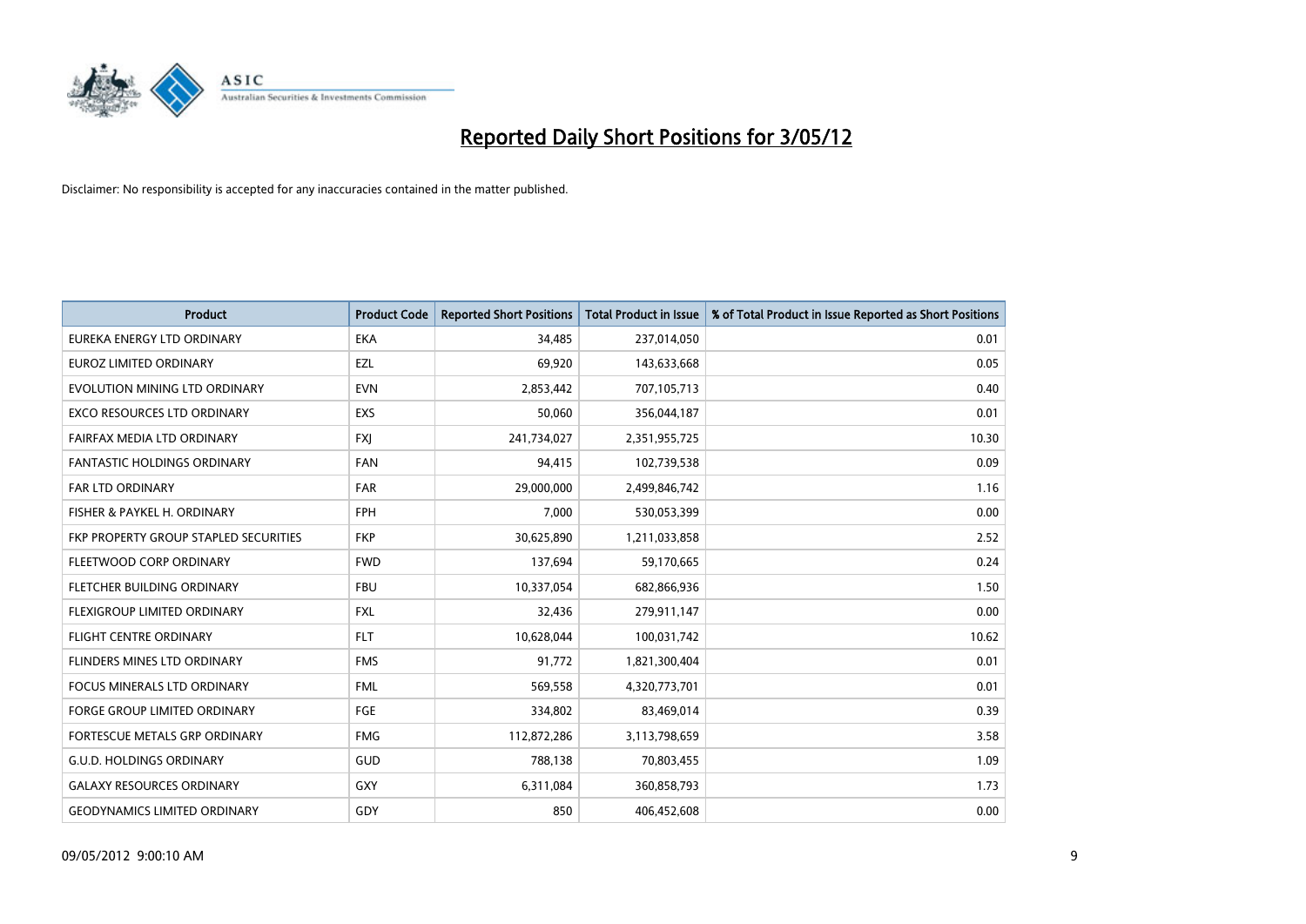# Reported Daily Short Positions for 3/05/12

Disclaimer: No responsibility is accepted for any inaccuracies contained in the matter published.

| Product | Product Code | Reported Short Positions | Total Product in Issue | % of Total Product in Issue Reported as Short Positions |
|---|---|---|---|---|
| EUREKA ENERGY LTD ORDINARY | EKA | 34,485 | 237,014,050 | 0.01 |
| EUROZ LIMITED ORDINARY | EZL | 69,920 | 143,633,668 | 0.05 |
| EVOLUTION MINING LTD ORDINARY | EVN | 2,853,442 | 707,105,713 | 0.40 |
| EXCO RESOURCES LTD ORDINARY | EXS | 50,060 | 356,044,187 | 0.01 |
| FAIRFAX MEDIA LTD ORDINARY | FXJ | 241,734,027 | 2,351,955,725 | 10.30 |
| FANTASTIC HOLDINGS ORDINARY | FAN | 94,415 | 102,739,538 | 0.09 |
| FAR LTD ORDINARY | FAR | 29,000,000 | 2,499,846,742 | 1.16 |
| FISHER & PAYKEL H. ORDINARY | FPH | 7,000 | 530,053,399 | 0.00 |
| FKP PROPERTY GROUP STAPLED SECURITIES | FKP | 30,625,890 | 1,211,033,858 | 2.52 |
| FLEETWOOD CORP ORDINARY | FWD | 137,694 | 59,170,665 | 0.24 |
| FLETCHER BUILDING ORDINARY | FBU | 10,337,054 | 682,866,936 | 1.50 |
| FLEXIGROUP LIMITED ORDINARY | FXL | 32,436 | 279,911,147 | 0.00 |
| FLIGHT CENTRE ORDINARY | FLT | 10,628,044 | 100,031,742 | 10.62 |
| FLINDERS MINES LTD ORDINARY | FMS | 91,772 | 1,821,300,404 | 0.01 |
| FOCUS MINERALS LTD ORDINARY | FML | 569,558 | 4,320,773,701 | 0.01 |
| FORGE GROUP LIMITED ORDINARY | FGE | 334,802 | 83,469,014 | 0.39 |
| FORTESCUE METALS GRP ORDINARY | FMG | 112,872,286 | 3,113,798,659 | 3.58 |
| G.U.D. HOLDINGS ORDINARY | GUD | 788,138 | 70,803,455 | 1.09 |
| GALAXY RESOURCES ORDINARY | GXY | 6,311,084 | 360,858,793 | 1.73 |
| GEODYNAMICS LIMITED ORDINARY | GDY | 850 | 406,452,608 | 0.00 |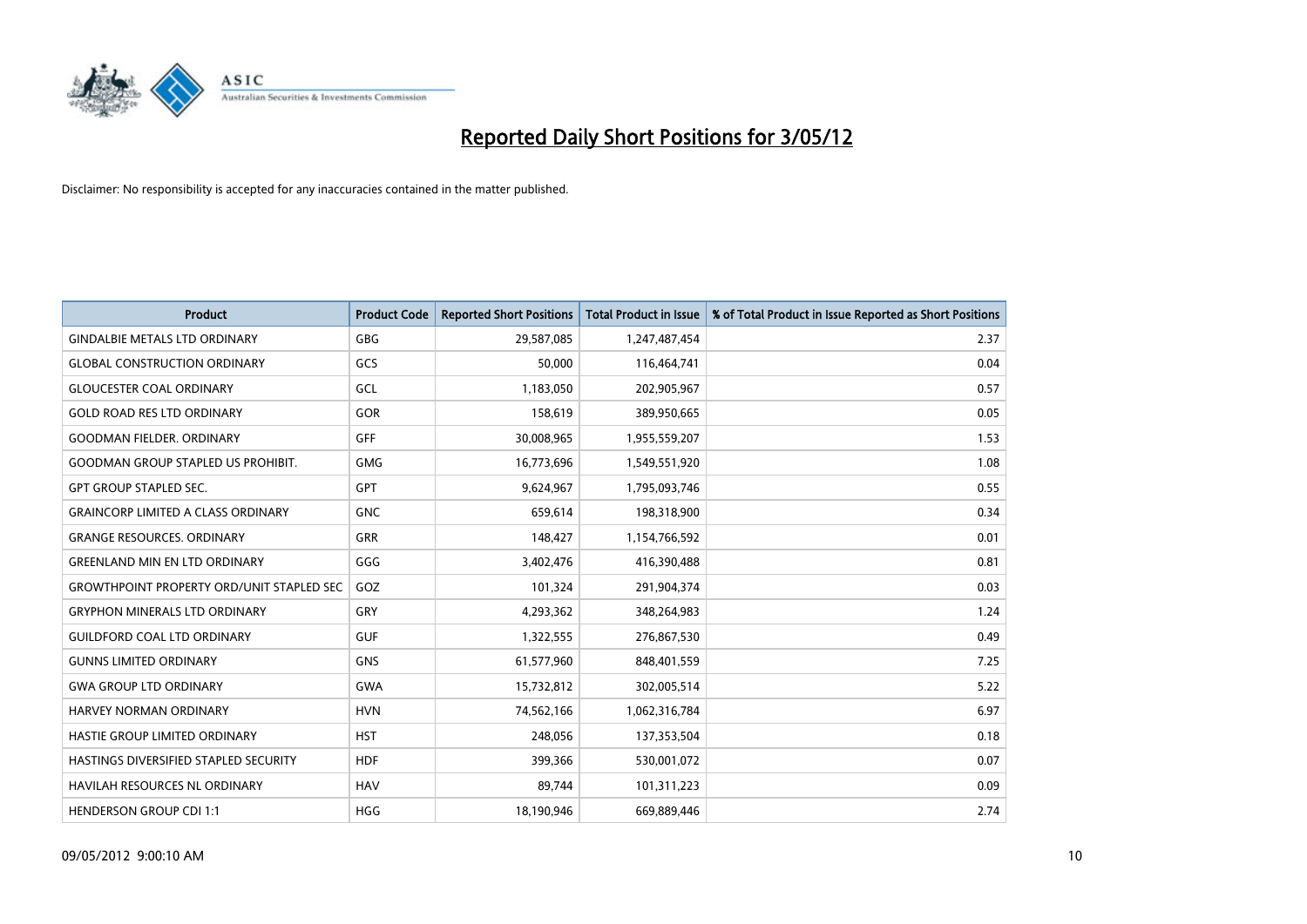# Reported Daily Short Positions for 3/05/12

Disclaimer: No responsibility is accepted for any inaccuracies contained in the matter published.

| Product | Product Code | Reported Short Positions | Total Product in Issue | % of Total Product in Issue Reported as Short Positions |
|---|---|---|---|---|
| GINDALBIE METALS LTD ORDINARY | GBG | 29,587,085 | 1,247,487,454 | 2.37 |
| GLOBAL CONSTRUCTION ORDINARY | GCS | 50,000 | 116,464,741 | 0.04 |
| GLOUCESTER COAL ORDINARY | GCL | 1,183,050 | 202,905,967 | 0.57 |
| GOLD ROAD RES LTD ORDINARY | GOR | 158,619 | 389,950,665 | 0.05 |
| GOODMAN FIELDER. ORDINARY | GFF | 30,008,965 | 1,955,559,207 | 1.53 |
| GOODMAN GROUP STAPLED US PROHIBIT. | GMG | 16,773,696 | 1,549,551,920 | 1.08 |
| GPT GROUP STAPLED SEC. | GPT | 9,624,967 | 1,795,093,746 | 0.55 |
| GRAINCORP LIMITED A CLASS ORDINARY | GNC | 659,614 | 198,318,900 | 0.34 |
| GRANGE RESOURCES. ORDINARY | GRR | 148,427 | 1,154,766,592 | 0.01 |
| GREENLAND MIN EN LTD ORDINARY | GGG | 3,402,476 | 416,390,488 | 0.81 |
| GROWTHPOINT PROPERTY ORD/UNIT STAPLED SEC | GOZ | 101,324 | 291,904,374 | 0.03 |
| GRYPHON MINERALS LTD ORDINARY | GRY | 4,293,362 | 348,264,983 | 1.24 |
| GUILDFORD COAL LTD ORDINARY | GUF | 1,322,555 | 276,867,530 | 0.49 |
| GUNNS LIMITED ORDINARY | GNS | 61,577,960 | 848,401,559 | 7.25 |
| GWA GROUP LTD ORDINARY | GWA | 15,732,812 | 302,005,514 | 5.22 |
| HARVEY NORMAN ORDINARY | HVN | 74,562,166 | 1,062,316,784 | 6.97 |
| HASTIE GROUP LIMITED ORDINARY | HST | 248,056 | 137,353,504 | 0.18 |
| HASTINGS DIVERSIFIED STAPLED SECURITY | HDF | 399,366 | 530,001,072 | 0.07 |
| HAVILAH RESOURCES NL ORDINARY | HAV | 89,744 | 101,311,223 | 0.09 |
| HENDERSON GROUP CDI 1:1 | HGG | 18,190,946 | 669,889,446 | 2.74 |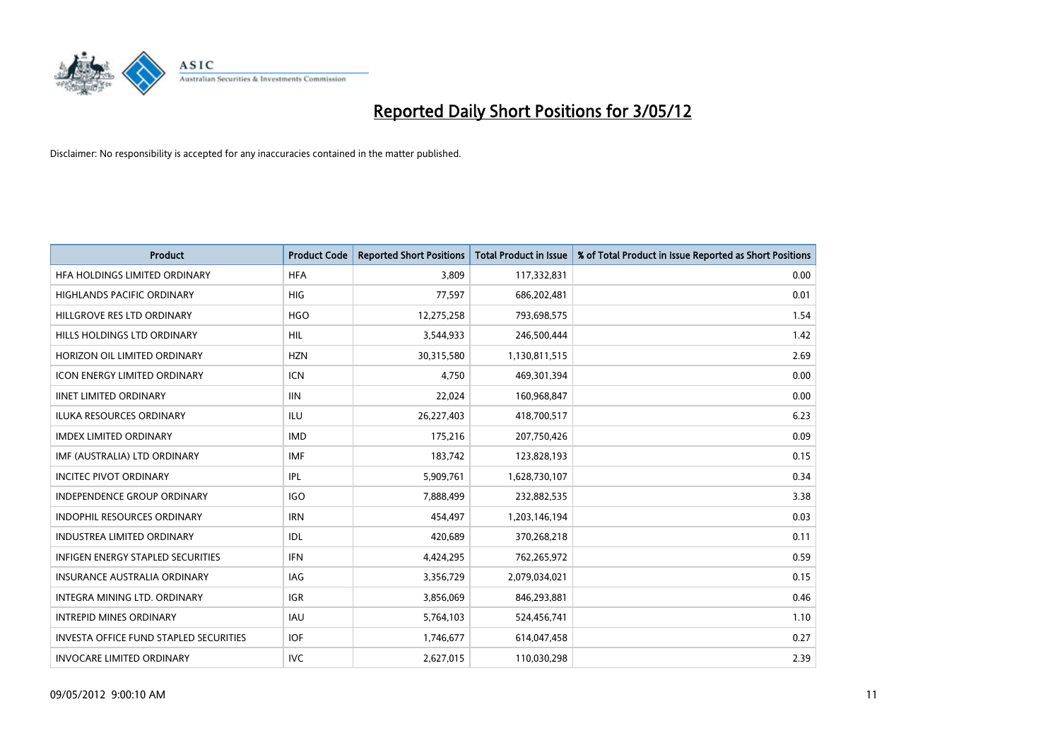# Reported Daily Short Positions for 3/05/12

Disclaimer: No responsibility is accepted for any inaccuracies contained in the matter published.

| Product | Product Code | Reported Short Positions | Total Product in Issue | % of Total Product in Issue Reported as Short Positions |
|---|---|---|---|---|
| HFA HOLDINGS LIMITED ORDINARY | HFA | 3,809 | 117,332,831 | 0.00 |
| HIGHLANDS PACIFIC ORDINARY | HIG | 77,597 | 686,202,481 | 0.01 |
| HILLGROVE RES LTD ORDINARY | HGO | 12,275,258 | 793,698,575 | 1.54 |
| HILLS HOLDINGS LTD ORDINARY | HIL | 3,544,933 | 246,500,444 | 1.42 |
| HORIZON OIL LIMITED ORDINARY | HZN | 30,315,580 | 1,130,811,515 | 2.69 |
| ICON ENERGY LIMITED ORDINARY | ICN | 4,750 | 469,301,394 | 0.00 |
| IINET LIMITED ORDINARY | IIN | 22,024 | 160,968,847 | 0.00 |
| ILUKA RESOURCES ORDINARY | ILU | 26,227,403 | 418,700,517 | 6.23 |
| IMDEX LIMITED ORDINARY | IMD | 175,216 | 207,750,426 | 0.09 |
| IMF (AUSTRALIA) LTD ORDINARY | IMF | 183,742 | 123,828,193 | 0.15 |
| INCITEC PIVOT ORDINARY | IPL | 5,909,761 | 1,628,730,107 | 0.34 |
| INDEPENDENCE GROUP ORDINARY | IGO | 7,888,499 | 232,882,535 | 3.38 |
| INDOPHIL RESOURCES ORDINARY | IRN | 454,497 | 1,203,146,194 | 0.03 |
| INDUSTREA LIMITED ORDINARY | IDL | 420,689 | 370,268,218 | 0.11 |
| INFIGEN ENERGY STAPLED SECURITIES | IFN | 4,424,295 | 762,265,972 | 0.59 |
| INSURANCE AUSTRALIA ORDINARY | IAG | 3,356,729 | 2,079,034,021 | 0.15 |
| INTEGRA MINING LTD. ORDINARY | IGR | 3,856,069 | 846,293,881 | 0.46 |
| INTREPID MINES ORDINARY | IAU | 5,764,103 | 524,456,741 | 1.10 |
| INVESTA OFFICE FUND STAPLED SECURITIES | IOF | 1,746,677 | 614,047,458 | 0.27 |
| INVOCARE LIMITED ORDINARY | IVC | 2,627,015 | 110,030,298 | 2.39 |

09/05/2012 9:00:10 AM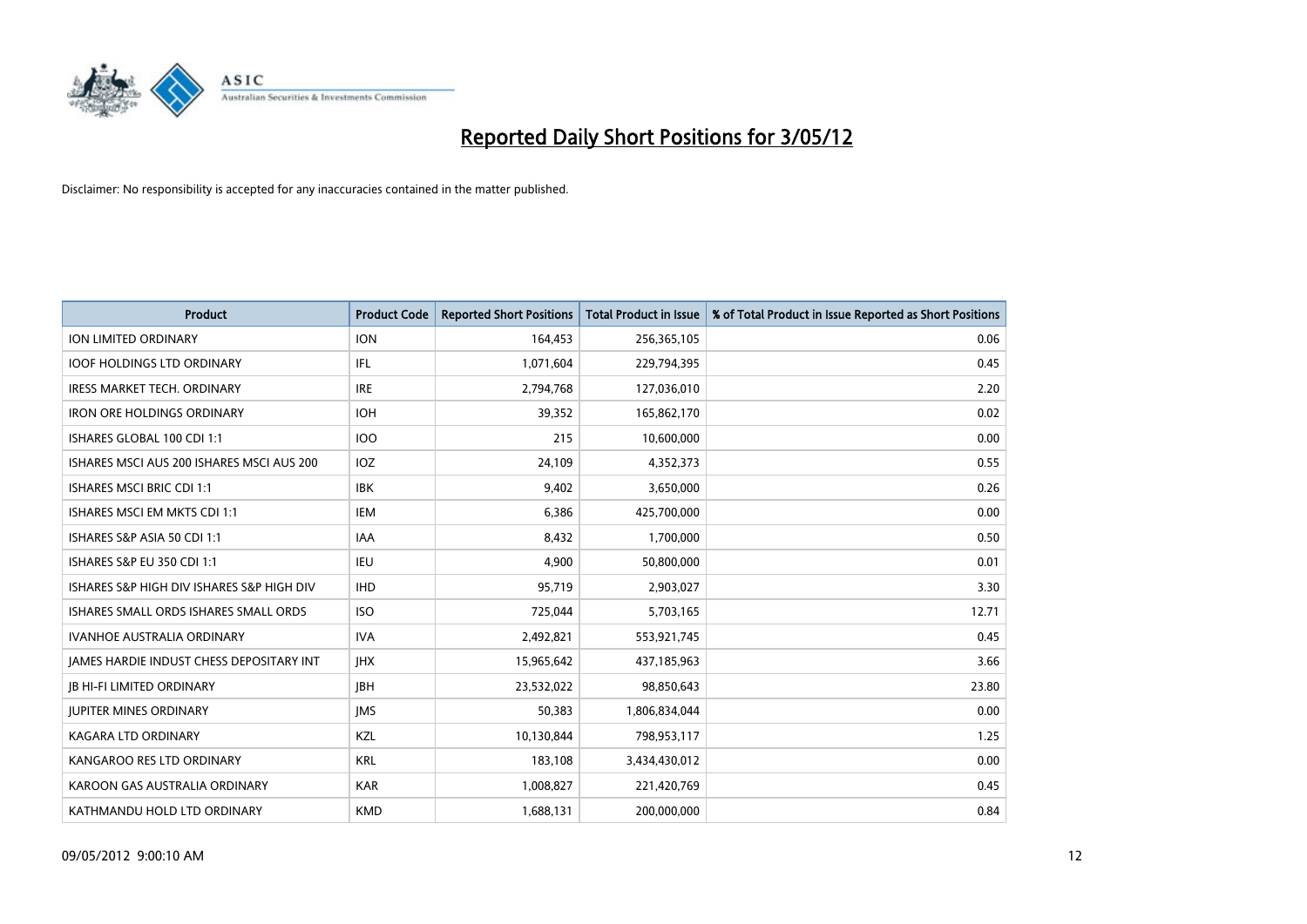# Reported Daily Short Positions for 3/05/12

Disclaimer: No responsibility is accepted for any inaccuracies contained in the matter published.

| Product | Product Code | Reported Short Positions | Total Product in Issue | % of Total Product in Issue Reported as Short Positions |
|---|---|---|---|---|
| ION LIMITED ORDINARY | ION | 164,453 | 256,365,105 | 0.06 |
| IOOF HOLDINGS LTD ORDINARY | IFL | 1,071,604 | 229,794,395 | 0.45 |
| IRESS MARKET TECH. ORDINARY | IRE | 2,794,768 | 127,036,010 | 2.20 |
| IRON ORE HOLDINGS ORDINARY | IOH | 39,352 | 165,862,170 | 0.02 |
| ISHARES GLOBAL 100 CDI 1:1 | IOO | 215 | 10,600,000 | 0.00 |
| ISHARES MSCI AUS 200 ISHARES MSCI AUS 200 | IOZ | 24,109 | 4,352,373 | 0.55 |
| ISHARES MSCI BRIC CDI 1:1 | IBK | 9,402 | 3,650,000 | 0.26 |
| ISHARES MSCI EM MKTS CDI 1:1 | IEM | 6,386 | 425,700,000 | 0.00 |
| ISHARES S&P ASIA 50 CDI 1:1 | IAA | 8,432 | 1,700,000 | 0.50 |
| ISHARES S&P EU 350 CDI 1:1 | IEU | 4,900 | 50,800,000 | 0.01 |
| ISHARES S&P HIGH DIV ISHARES S&P HIGH DIV | IHD | 95,719 | 2,903,027 | 3.30 |
| ISHARES SMALL ORDS ISHARES SMALL ORDS | ISO | 725,044 | 5,703,165 | 12.71 |
| IVANHOE AUSTRALIA ORDINARY | IVA | 2,492,821 | 553,921,745 | 0.45 |
| JAMES HARDIE INDUST CHESS DEPOSITARY INT | JHX | 15,965,642 | 437,185,963 | 3.66 |
| JB HI-FI LIMITED ORDINARY | JBH | 23,532,022 | 98,850,643 | 23.80 |
| JUPITER MINES ORDINARY | JMS | 50,383 | 1,806,834,044 | 0.00 |
| KAGARA LTD ORDINARY | KZL | 10,130,844 | 798,953,117 | 1.25 |
| KANGAROO RES LTD ORDINARY | KRL | 183,108 | 3,434,430,012 | 0.00 |
| KAROON GAS AUSTRALIA ORDINARY | KAR | 1,008,827 | 221,420,769 | 0.45 |
| KATHMANDU HOLD LTD ORDINARY | KMD | 1,688,131 | 200,000,000 | 0.84 |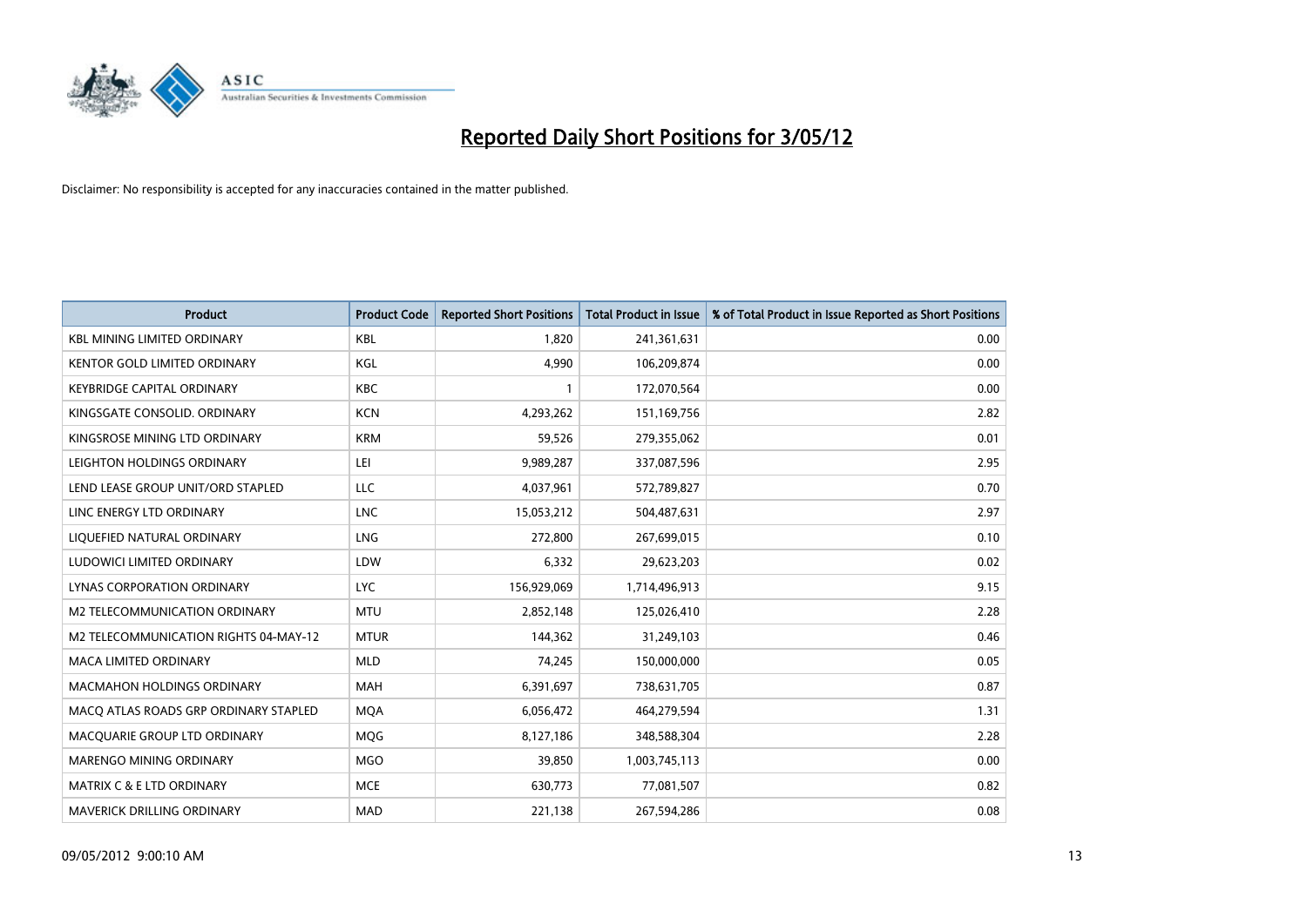# Reported Daily Short Positions for 3/05/12

Disclaimer: No responsibility is accepted for any inaccuracies contained in the matter published.

| Product | Product Code | Reported Short Positions | Total Product in Issue | % of Total Product in Issue Reported as Short Positions |
|---|---|---|---|---|
| KBL MINING LIMITED ORDINARY | KBL | 1,820 | 241,361,631 | 0.00 |
| KENTOR GOLD LIMITED ORDINARY | KGL | 4,990 | 106,209,874 | 0.00 |
| KEYBRIDGE CAPITAL ORDINARY | KBC | 1 | 172,070,564 | 0.00 |
| KINGSGATE CONSOLID. ORDINARY | KCN | 4,293,262 | 151,169,756 | 2.82 |
| KINGSROSE MINING LTD ORDINARY | KRM | 59,526 | 279,355,062 | 0.01 |
| LEIGHTON HOLDINGS ORDINARY | LEI | 9,989,287 | 337,087,596 | 2.95 |
| LEND LEASE GROUP UNIT/ORD STAPLED | LLC | 4,037,961 | 572,789,827 | 0.70 |
| LINC ENERGY LTD ORDINARY | LNC | 15,053,212 | 504,487,631 | 2.97 |
| LIQUEFIED NATURAL ORDINARY | LNG | 272,800 | 267,699,015 | 0.10 |
| LUDOWICI LIMITED ORDINARY | LDW | 6,332 | 29,623,203 | 0.02 |
| LYNAS CORPORATION ORDINARY | LYC | 156,929,069 | 1,714,496,913 | 9.15 |
| M2 TELECOMMUNICATION ORDINARY | MTU | 2,852,148 | 125,026,410 | 2.28 |
| M2 TELECOMMUNICATION RIGHTS 04-MAY-12 | MTUR | 144,362 | 31,249,103 | 0.46 |
| MACA LIMITED ORDINARY | MLD | 74,245 | 150,000,000 | 0.05 |
| MACMAHON HOLDINGS ORDINARY | MAH | 6,391,697 | 738,631,705 | 0.87 |
| MACQ ATLAS ROADS GRP ORDINARY STAPLED | MQA | 6,056,472 | 464,279,594 | 1.31 |
| MACQUARIE GROUP LTD ORDINARY | MQG | 8,127,186 | 348,588,304 | 2.28 |
| MARENGO MINING ORDINARY | MGO | 39,850 | 1,003,745,113 | 0.00 |
| MATRIX C & E LTD ORDINARY | MCE | 630,773 | 77,081,507 | 0.82 |
| MAVERICK DRILLING ORDINARY | MAD | 221,138 | 267,594,286 | 0.08 |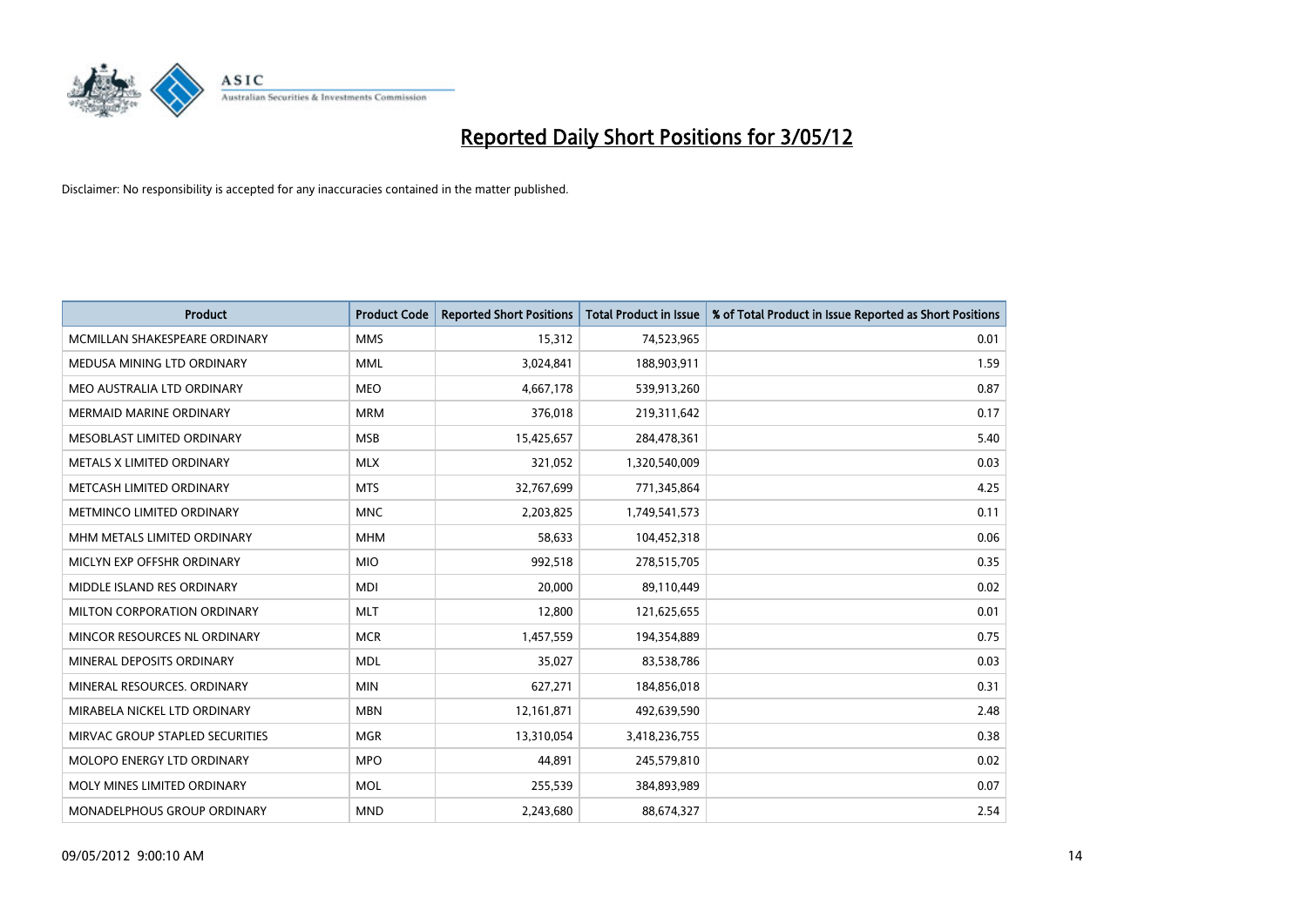# Reported Daily Short Positions for 3/05/12

Disclaimer: No responsibility is accepted for any inaccuracies contained in the matter published.

| Product | Product Code | Reported Short Positions | Total Product in Issue | % of Total Product in Issue Reported as Short Positions |
|---|---|---|---|---|
| MCMILLAN SHAKESPEARE ORDINARY | MMS | 15,312 | 74,523,965 | 0.01 |
| MEDUSA MINING LTD ORDINARY | MML | 3,024,841 | 188,903,911 | 1.59 |
| MEO AUSTRALIA LTD ORDINARY | MEO | 4,667,178 | 539,913,260 | 0.87 |
| MERMAID MARINE ORDINARY | MRM | 376,018 | 219,311,642 | 0.17 |
| MESOBLAST LIMITED ORDINARY | MSB | 15,425,657 | 284,478,361 | 5.40 |
| METALS X LIMITED ORDINARY | MLX | 321,052 | 1,320,540,009 | 0.03 |
| METCASH LIMITED ORDINARY | MTS | 32,767,699 | 771,345,864 | 4.25 |
| METMINCO LIMITED ORDINARY | MNC | 2,203,825 | 1,749,541,573 | 0.11 |
| MHM METALS LIMITED ORDINARY | MHM | 58,633 | 104,452,318 | 0.06 |
| MICLYN EXP OFFSHR ORDINARY | MIO | 992,518 | 278,515,705 | 0.35 |
| MIDDLE ISLAND RES ORDINARY | MDI | 20,000 | 89,110,449 | 0.02 |
| MILTON CORPORATION ORDINARY | MLT | 12,800 | 121,625,655 | 0.01 |
| MINCOR RESOURCES NL ORDINARY | MCR | 1,457,559 | 194,354,889 | 0.75 |
| MINERAL DEPOSITS ORDINARY | MDL | 35,027 | 83,538,786 | 0.03 |
| MINERAL RESOURCES. ORDINARY | MIN | 627,271 | 184,856,018 | 0.31 |
| MIRABELA NICKEL LTD ORDINARY | MBN | 12,161,871 | 492,639,590 | 2.48 |
| MIRVAC GROUP STAPLED SECURITIES | MGR | 13,310,054 | 3,418,236,755 | 0.38 |
| MOLOPO ENERGY LTD ORDINARY | MPO | 44,891 | 245,579,810 | 0.02 |
| MOLY MINES LIMITED ORDINARY | MOL | 255,539 | 384,893,989 | 0.07 |
| MONADELPHOUS GROUP ORDINARY | MND | 2,243,680 | 88,674,327 | 2.54 |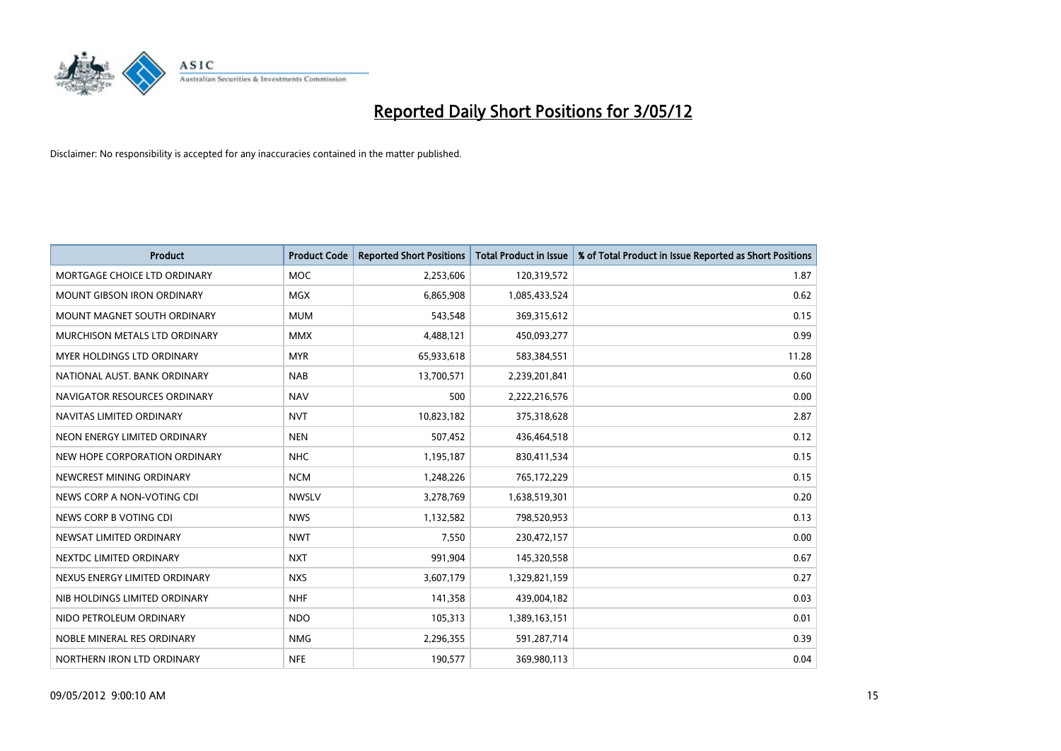# Reported Daily Short Positions for 3/05/12

Disclaimer: No responsibility is accepted for any inaccuracies contained in the matter published.

| Product | Product Code | Reported Short Positions | Total Product in Issue | % of Total Product in Issue Reported as Short Positions |
|---|---|---|---|---|
| MORTGAGE CHOICE LTD ORDINARY | MOC | 2,253,606 | 120,319,572 | 1.87 |
| MOUNT GIBSON IRON ORDINARY | MGX | 6,865,908 | 1,085,433,524 | 0.62 |
| MOUNT MAGNET SOUTH ORDINARY | MUM | 543,548 | 369,315,612 | 0.15 |
| MURCHISON METALS LTD ORDINARY | MMX | 4,488,121 | 450,093,277 | 0.99 |
| MYER HOLDINGS LTD ORDINARY | MYR | 65,933,618 | 583,384,551 | 11.28 |
| NATIONAL AUST. BANK ORDINARY | NAB | 13,700,571 | 2,239,201,841 | 0.60 |
| NAVIGATOR RESOURCES ORDINARY | NAV | 500 | 2,222,216,576 | 0.00 |
| NAVITAS LIMITED ORDINARY | NVT | 10,823,182 | 375,318,628 | 2.87 |
| NEON ENERGY LIMITED ORDINARY | NEN | 507,452 | 436,464,518 | 0.12 |
| NEW HOPE CORPORATION ORDINARY | NHC | 1,195,187 | 830,411,534 | 0.15 |
| NEWCREST MINING ORDINARY | NCM | 1,248,226 | 765,172,229 | 0.15 |
| NEWS CORP A NON-VOTING CDI | NWSLV | 3,278,769 | 1,638,519,301 | 0.20 |
| NEWS CORP B VOTING CDI | NWS | 1,132,582 | 798,520,953 | 0.13 |
| NEWSAT LIMITED ORDINARY | NWT | 7,550 | 230,472,157 | 0.00 |
| NEXTDC LIMITED ORDINARY | NXT | 991,904 | 145,320,558 | 0.67 |
| NEXUS ENERGY LIMITED ORDINARY | NXS | 3,607,179 | 1,329,821,159 | 0.27 |
| NIB HOLDINGS LIMITED ORDINARY | NHF | 141,358 | 439,004,182 | 0.03 |
| NIDO PETROLEUM ORDINARY | NDO | 105,313 | 1,389,163,151 | 0.01 |
| NOBLE MINERAL RES ORDINARY | NMG | 2,296,355 | 591,287,714 | 0.39 |
| NORTHERN IRON LTD ORDINARY | NFE | 190,577 | 369,980,113 | 0.04 |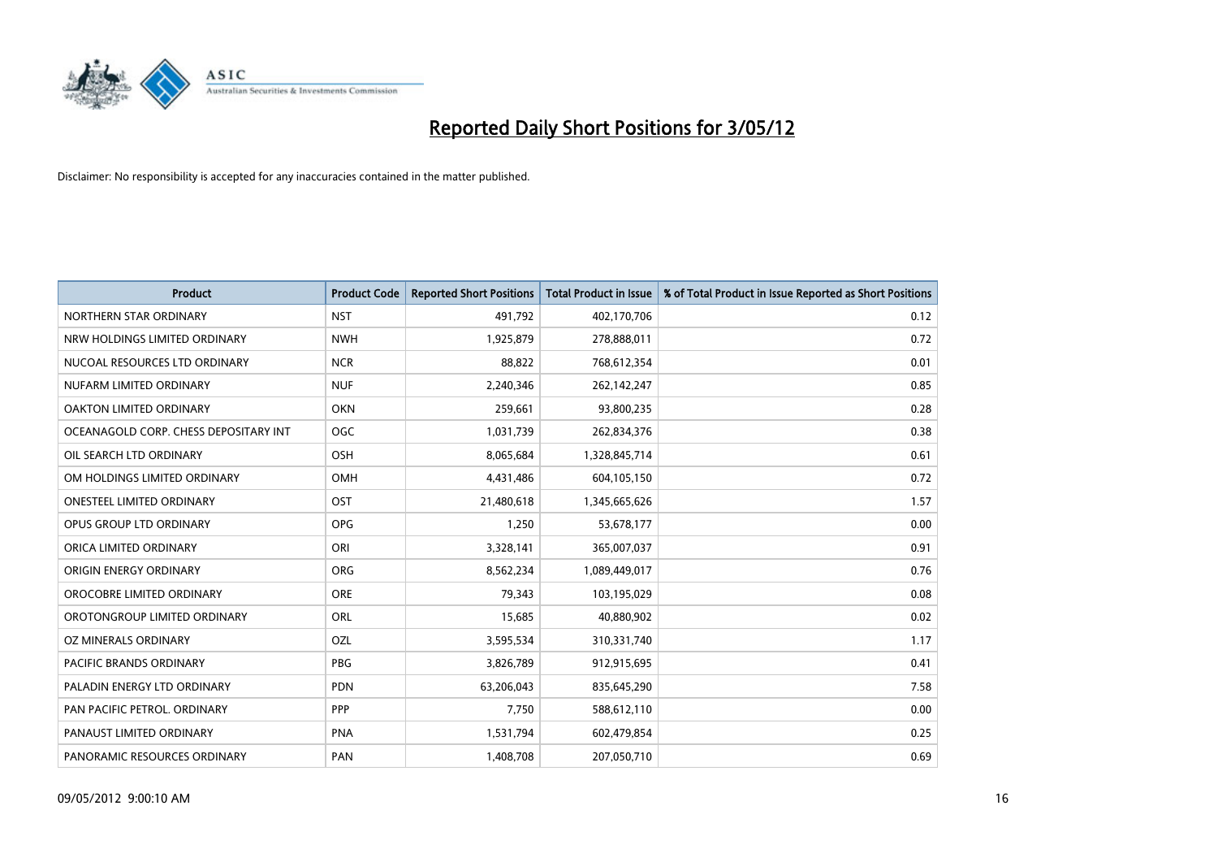# Reported Daily Short Positions for 3/05/12

Disclaimer: No responsibility is accepted for any inaccuracies contained in the matter published.

| Product | Product Code | Reported Short Positions | Total Product in Issue | % of Total Product in Issue Reported as Short Positions |
|---|---|---|---|---|
| NORTHERN STAR ORDINARY | NST | 491,792 | 402,170,706 | 0.12 |
| NRW HOLDINGS LIMITED ORDINARY | NWH | 1,925,879 | 278,888,011 | 0.72 |
| NUCOAL RESOURCES LTD ORDINARY | NCR | 88,822 | 768,612,354 | 0.01 |
| NUFARM LIMITED ORDINARY | NUF | 2,240,346 | 262,142,247 | 0.85 |
| OAKTON LIMITED ORDINARY | OKN | 259,661 | 93,800,235 | 0.28 |
| OCEANAGOLD CORP. CHESS DEPOSITARY INT | OGC | 1,031,739 | 262,834,376 | 0.38 |
| OIL SEARCH LTD ORDINARY | OSH | 8,065,684 | 1,328,845,714 | 0.61 |
| OM HOLDINGS LIMITED ORDINARY | OMH | 4,431,486 | 604,105,150 | 0.72 |
| ONESTEEL LIMITED ORDINARY | OST | 21,480,618 | 1,345,665,626 | 1.57 |
| OPUS GROUP LTD ORDINARY | OPG | 1,250 | 53,678,177 | 0.00 |
| ORICA LIMITED ORDINARY | ORI | 3,328,141 | 365,007,037 | 0.91 |
| ORIGIN ENERGY ORDINARY | ORG | 8,562,234 | 1,089,449,017 | 0.76 |
| OROCOBRE LIMITED ORDINARY | ORE | 79,343 | 103,195,029 | 0.08 |
| OROTONGROUP LIMITED ORDINARY | ORL | 15,685 | 40,880,902 | 0.02 |
| OZ MINERALS ORDINARY | OZL | 3,595,534 | 310,331,740 | 1.17 |
| PACIFIC BRANDS ORDINARY | PBG | 3,826,789 | 912,915,695 | 0.41 |
| PALADIN ENERGY LTD ORDINARY | PDN | 63,206,043 | 835,645,290 | 7.58 |
| PAN PACIFIC PETROL. ORDINARY | PPP | 7,750 | 588,612,110 | 0.00 |
| PANAUST LIMITED ORDINARY | PNA | 1,531,794 | 602,479,854 | 0.25 |
| PANORAMIC RESOURCES ORDINARY | PAN | 1,408,708 | 207,050,710 | 0.69 |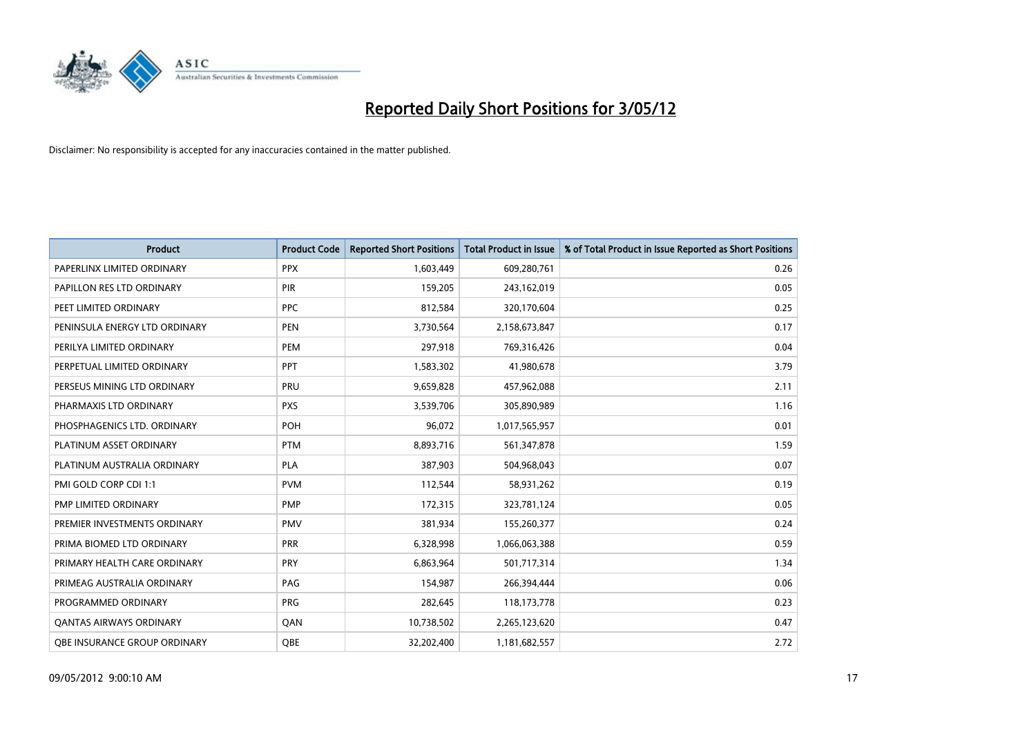# Reported Daily Short Positions for 3/05/12

Disclaimer: No responsibility is accepted for any inaccuracies contained in the matter published.

| Product | Product Code | Reported Short Positions | Total Product in Issue | % of Total Product in Issue Reported as Short Positions |
|---|---|---|---|---|
| PAPERLINX LIMITED ORDINARY | PPX | 1,603,449 | 609,280,761 | 0.26 |
| PAPILLON RES LTD ORDINARY | PIR | 159,205 | 243,162,019 | 0.05 |
| PEET LIMITED ORDINARY | PPC | 812,584 | 320,170,604 | 0.25 |
| PENINSULA ENERGY LTD ORDINARY | PEN | 3,730,564 | 2,158,673,847 | 0.17 |
| PERILYA LIMITED ORDINARY | PEM | 297,918 | 769,316,426 | 0.04 |
| PERPETUAL LIMITED ORDINARY | PPT | 1,583,302 | 41,980,678 | 3.79 |
| PERSEUS MINING LTD ORDINARY | PRU | 9,659,828 | 457,962,088 | 2.11 |
| PHARMAXIS LTD ORDINARY | PXS | 3,539,706 | 305,890,989 | 1.16 |
| PHOSPHAGENICS LTD. ORDINARY | POH | 96,072 | 1,017,565,957 | 0.01 |
| PLATINUM ASSET ORDINARY | PTM | 8,893,716 | 561,347,878 | 1.59 |
| PLATINUM AUSTRALIA ORDINARY | PLA | 387,903 | 504,968,043 | 0.07 |
| PMI GOLD CORP CDI 1:1 | PVM | 112,544 | 58,931,262 | 0.19 |
| PMP LIMITED ORDINARY | PMP | 172,315 | 323,781,124 | 0.05 |
| PREMIER INVESTMENTS ORDINARY | PMV | 381,934 | 155,260,377 | 0.24 |
| PRIMA BIOMED LTD ORDINARY | PRR | 6,328,998 | 1,066,063,388 | 0.59 |
| PRIMARY HEALTH CARE ORDINARY | PRY | 6,863,964 | 501,717,314 | 1.34 |
| PRIMEAG AUSTRALIA ORDINARY | PAG | 154,987 | 266,394,444 | 0.06 |
| PROGRAMMED ORDINARY | PRG | 282,645 | 118,173,778 | 0.23 |
| QANTAS AIRWAYS ORDINARY | QAN | 10,738,502 | 2,265,123,620 | 0.47 |
| QBE INSURANCE GROUP ORDINARY | QBE | 32,202,400 | 1,181,682,557 | 2.72 |

09/05/2012 9:00:10 AM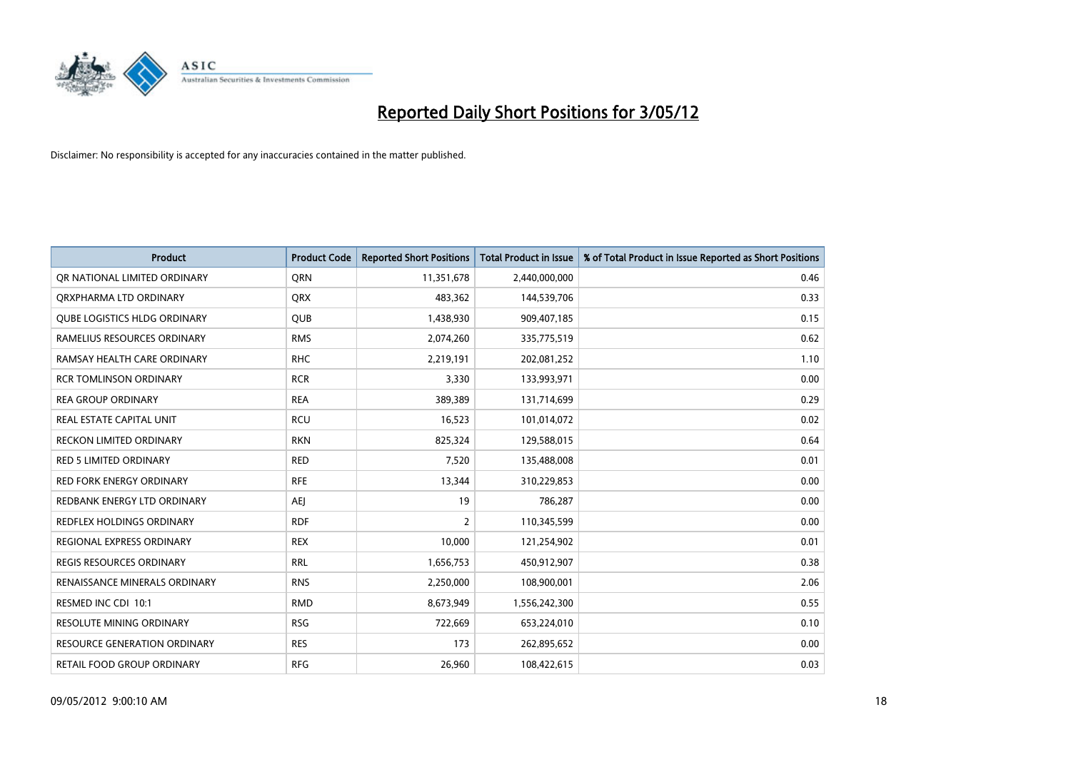# Reported Daily Short Positions for 3/05/12

Disclaimer: No responsibility is accepted for any inaccuracies contained in the matter published.

| Product | Product Code | Reported Short Positions | Total Product in Issue | % of Total Product in Issue Reported as Short Positions |
|---|---|---|---|---|
| QR NATIONAL LIMITED ORDINARY | QRN | 11,351,678 | 2,440,000,000 | 0.46 |
| QRXPHARMA LTD ORDINARY | QRX | 483,362 | 144,539,706 | 0.33 |
| QUBE LOGISTICS HLDG ORDINARY | QUB | 1,438,930 | 909,407,185 | 0.15 |
| RAMELIUS RESOURCES ORDINARY | RMS | 2,074,260 | 335,775,519 | 0.62 |
| RAMSAY HEALTH CARE ORDINARY | RHC | 2,219,191 | 202,081,252 | 1.10 |
| RCR TOMLINSON ORDINARY | RCR | 3,330 | 133,993,971 | 0.00 |
| REA GROUP ORDINARY | REA | 389,389 | 131,714,699 | 0.29 |
| REAL ESTATE CAPITAL UNIT | RCU | 16,523 | 101,014,072 | 0.02 |
| RECKON LIMITED ORDINARY | RKN | 825,324 | 129,588,015 | 0.64 |
| RED 5 LIMITED ORDINARY | RED | 7,520 | 135,488,008 | 0.01 |
| RED FORK ENERGY ORDINARY | RFE | 13,344 | 310,229,853 | 0.00 |
| REDBANK ENERGY LTD ORDINARY | AEJ | 19 | 786,287 | 0.00 |
| REDFLEX HOLDINGS ORDINARY | RDF | 2 | 110,345,599 | 0.00 |
| REGIONAL EXPRESS ORDINARY | REX | 10,000 | 121,254,902 | 0.01 |
| REGIS RESOURCES ORDINARY | RRL | 1,656,753 | 450,912,907 | 0.38 |
| RENAISSANCE MINERALS ORDINARY | RNS | 2,250,000 | 108,900,001 | 2.06 |
| RESMED INC CDI 10:1 | RMD | 8,673,949 | 1,556,242,300 | 0.55 |
| RESOLUTE MINING ORDINARY | RSG | 722,669 | 653,224,010 | 0.10 |
| RESOURCE GENERATION ORDINARY | RES | 173 | 262,895,652 | 0.00 |
| RETAIL FOOD GROUP ORDINARY | RFG | 26,960 | 108,422,615 | 0.03 |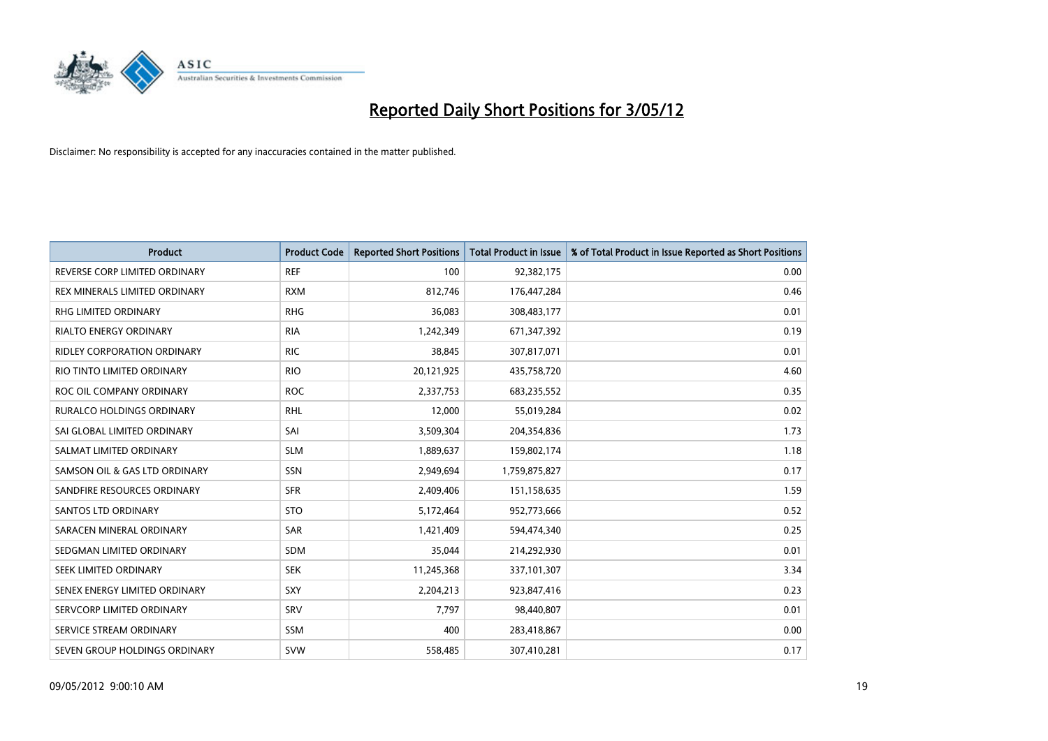# Reported Daily Short Positions for 3/05/12

Disclaimer: No responsibility is accepted for any inaccuracies contained in the matter published.

| Product | Product Code | Reported Short Positions | Total Product in Issue | % of Total Product in Issue Reported as Short Positions |
|---|---|---|---|---|
| REVERSE CORP LIMITED ORDINARY | REF | 100 | 92,382,175 | 0.00 |
| REX MINERALS LIMITED ORDINARY | RXM | 812,746 | 176,447,284 | 0.46 |
| RHG LIMITED ORDINARY | RHG | 36,083 | 308,483,177 | 0.01 |
| RIALTO ENERGY ORDINARY | RIA | 1,242,349 | 671,347,392 | 0.19 |
| RIDLEY CORPORATION ORDINARY | RIC | 38,845 | 307,817,071 | 0.01 |
| RIO TINTO LIMITED ORDINARY | RIO | 20,121,925 | 435,758,720 | 4.60 |
| ROC OIL COMPANY ORDINARY | ROC | 2,337,753 | 683,235,552 | 0.35 |
| RURALCO HOLDINGS ORDINARY | RHL | 12,000 | 55,019,284 | 0.02 |
| SAI GLOBAL LIMITED ORDINARY | SAI | 3,509,304 | 204,354,836 | 1.73 |
| SALMAT LIMITED ORDINARY | SLM | 1,889,637 | 159,802,174 | 1.18 |
| SAMSON OIL & GAS LTD ORDINARY | SSN | 2,949,694 | 1,759,875,827 | 0.17 |
| SANDFIRE RESOURCES ORDINARY | SFR | 2,409,406 | 151,158,635 | 1.59 |
| SANTOS LTD ORDINARY | STO | 5,172,464 | 952,773,666 | 0.52 |
| SARACEN MINERAL ORDINARY | SAR | 1,421,409 | 594,474,340 | 0.25 |
| SEDGMAN LIMITED ORDINARY | SDM | 35,044 | 214,292,930 | 0.01 |
| SEEK LIMITED ORDINARY | SEK | 11,245,368 | 337,101,307 | 3.34 |
| SENEX ENERGY LIMITED ORDINARY | SXY | 2,204,213 | 923,847,416 | 0.23 |
| SERVCORP LIMITED ORDINARY | SRV | 7,797 | 98,440,807 | 0.01 |
| SERVICE STREAM ORDINARY | SSM | 400 | 283,418,867 | 0.00 |
| SEVEN GROUP HOLDINGS ORDINARY | SVW | 558,485 | 307,410,281 | 0.17 |

09/05/2012 9:00:10 AM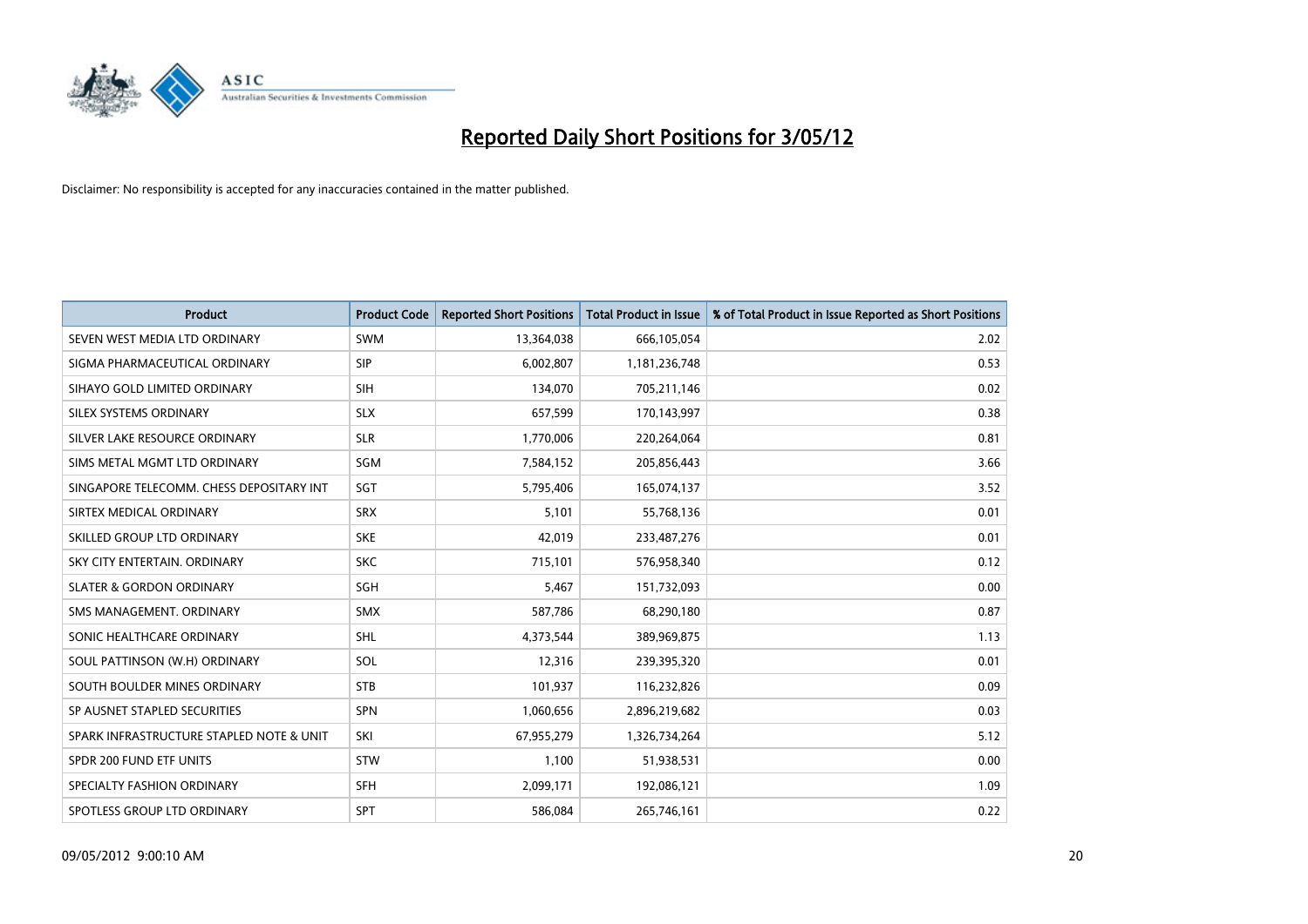# Reported Daily Short Positions for 3/05/12

Disclaimer: No responsibility is accepted for any inaccuracies contained in the matter published.

| Product | Product Code | Reported Short Positions | Total Product in Issue | % of Total Product in Issue Reported as Short Positions |
|---|---|---|---|---|
| SEVEN WEST MEDIA LTD ORDINARY | SWM | 13,364,038 | 666,105,054 | 2.02 |
| SIGMA PHARMACEUTICAL ORDINARY | SIP | 6,002,807 | 1,181,236,748 | 0.53 |
| SIHAYO GOLD LIMITED ORDINARY | SIH | 134,070 | 705,211,146 | 0.02 |
| SILEX SYSTEMS ORDINARY | SLX | 657,599 | 170,143,997 | 0.38 |
| SILVER LAKE RESOURCE ORDINARY | SLR | 1,770,006 | 220,264,064 | 0.81 |
| SIMS METAL MGMT LTD ORDINARY | SGM | 7,584,152 | 205,856,443 | 3.66 |
| SINGAPORE TELECOMM. CHESS DEPOSITARY INT | SGT | 5,795,406 | 165,074,137 | 3.52 |
| SIRTEX MEDICAL ORDINARY | SRX | 5,101 | 55,768,136 | 0.01 |
| SKILLED GROUP LTD ORDINARY | SKE | 42,019 | 233,487,276 | 0.01 |
| SKY CITY ENTERTAIN. ORDINARY | SKC | 715,101 | 576,958,340 | 0.12 |
| SLATER & GORDON ORDINARY | SGH | 5,467 | 151,732,093 | 0.00 |
| SMS MANAGEMENT. ORDINARY | SMX | 587,786 | 68,290,180 | 0.87 |
| SONIC HEALTHCARE ORDINARY | SHL | 4,373,544 | 389,969,875 | 1.13 |
| SOUL PATTINSON (W.H) ORDINARY | SOL | 12,316 | 239,395,320 | 0.01 |
| SOUTH BOULDER MINES ORDINARY | STB | 101,937 | 116,232,826 | 0.09 |
| SP AUSNET STAPLED SECURITIES | SPN | 1,060,656 | 2,896,219,682 | 0.03 |
| SPARK INFRASTRUCTURE STAPLED NOTE & UNIT | SKI | 67,955,279 | 1,326,734,264 | 5.12 |
| SPDR 200 FUND ETF UNITS | STW | 1,100 | 51,938,531 | 0.00 |
| SPECIALTY FASHION ORDINARY | SFH | 2,099,171 | 192,086,121 | 1.09 |
| SPOTLESS GROUP LTD ORDINARY | SPT | 586,084 | 265,746,161 | 0.22 |

09/05/2012 9:00:10 AM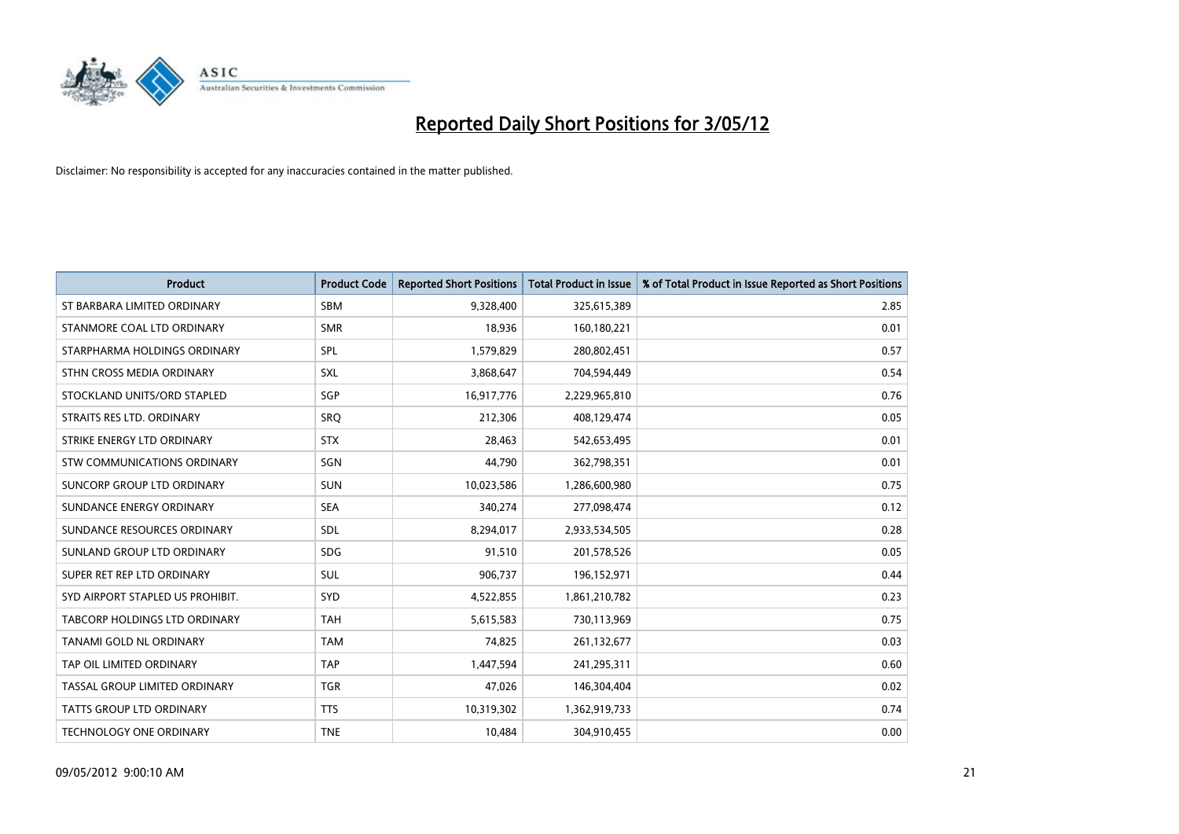# Reported Daily Short Positions for 3/05/12

Disclaimer: No responsibility is accepted for any inaccuracies contained in the matter published.

| Product | Product Code | Reported Short Positions | Total Product in Issue | % of Total Product in Issue Reported as Short Positions |
|---|---|---|---|---|
| ST BARBARA LIMITED ORDINARY | SBM | 9,328,400 | 325,615,389 | 2.85 |
| STANMORE COAL LTD ORDINARY | SMR | 18,936 | 160,180,221 | 0.01 |
| STARPHARMA HOLDINGS ORDINARY | SPL | 1,579,829 | 280,802,451 | 0.57 |
| STHN CROSS MEDIA ORDINARY | SXL | 3,868,647 | 704,594,449 | 0.54 |
| STOCKLAND UNITS/ORD STAPLED | SGP | 16,917,776 | 2,229,965,810 | 0.76 |
| STRAITS RES LTD. ORDINARY | SRQ | 212,306 | 408,129,474 | 0.05 |
| STRIKE ENERGY LTD ORDINARY | STX | 28,463 | 542,653,495 | 0.01 |
| STW COMMUNICATIONS ORDINARY | SGN | 44,790 | 362,798,351 | 0.01 |
| SUNCORP GROUP LTD ORDINARY | SUN | 10,023,586 | 1,286,600,980 | 0.75 |
| SUNDANCE ENERGY ORDINARY | SEA | 340,274 | 277,098,474 | 0.12 |
| SUNDANCE RESOURCES ORDINARY | SDL | 8,294,017 | 2,933,534,505 | 0.28 |
| SUNLAND GROUP LTD ORDINARY | SDG | 91,510 | 201,578,526 | 0.05 |
| SUPER RET REP LTD ORDINARY | SUL | 906,737 | 196,152,971 | 0.44 |
| SYD AIRPORT STAPLED US PROHIBIT. | SYD | 4,522,855 | 1,861,210,782 | 0.23 |
| TABCORP HOLDINGS LTD ORDINARY | TAH | 5,615,583 | 730,113,969 | 0.75 |
| TANAMI GOLD NL ORDINARY | TAM | 74,825 | 261,132,677 | 0.03 |
| TAP OIL LIMITED ORDINARY | TAP | 1,447,594 | 241,295,311 | 0.60 |
| TASSAL GROUP LIMITED ORDINARY | TGR | 47,026 | 146,304,404 | 0.02 |
| TATTS GROUP LTD ORDINARY | TTS | 10,319,302 | 1,362,919,733 | 0.74 |
| TECHNOLOGY ONE ORDINARY | TNE | 10,484 | 304,910,455 | 0.00 |

09/05/2012 9:00:10 AM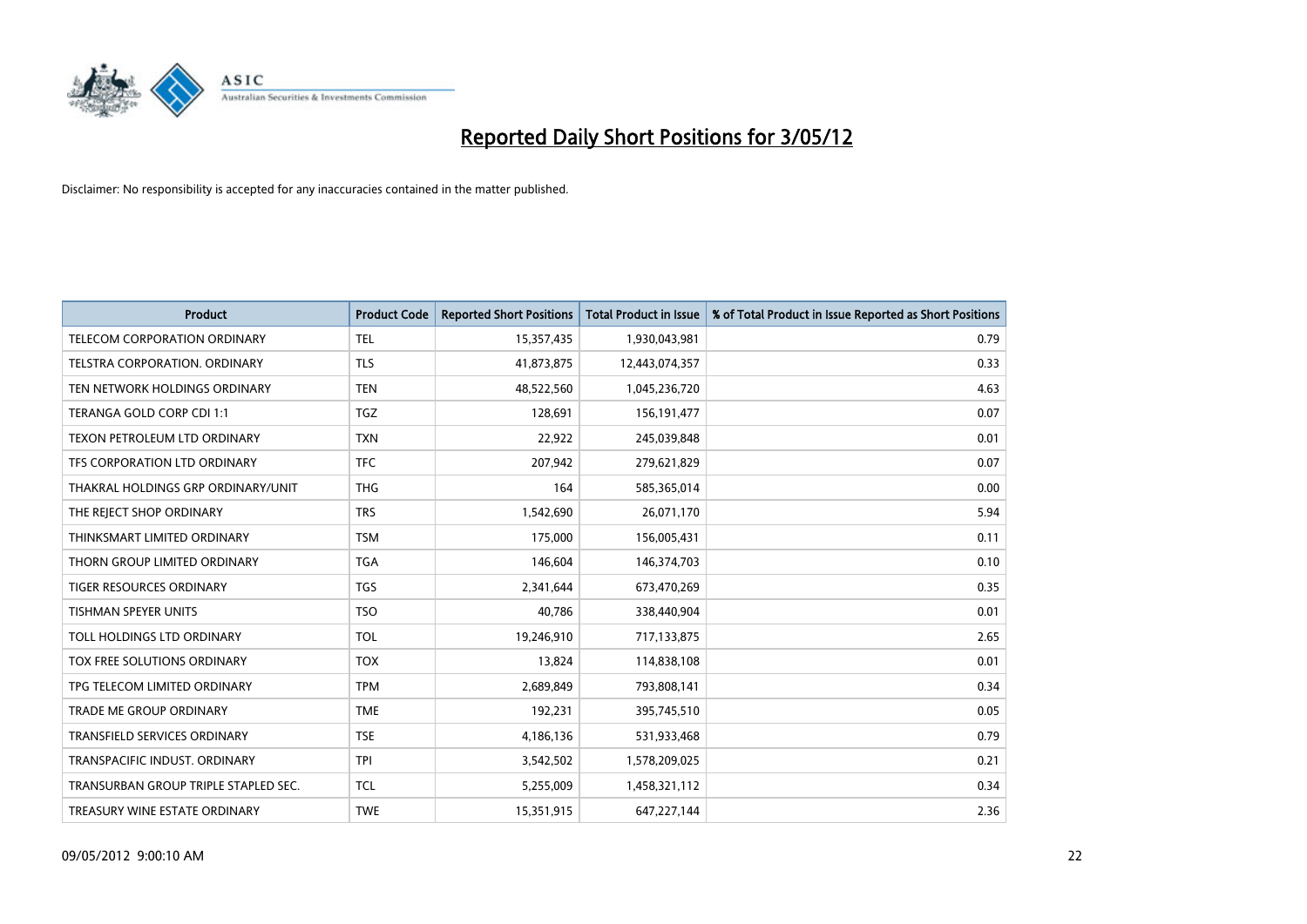# Reported Daily Short Positions for 3/05/12

Disclaimer: No responsibility is accepted for any inaccuracies contained in the matter published.

| Product | Product Code | Reported Short Positions | Total Product in Issue | % of Total Product in Issue Reported as Short Positions |
|---|---|---|---|---|
| TELECOM CORPORATION ORDINARY | TEL | 15,357,435 | 1,930,043,981 | 0.79 |
| TELSTRA CORPORATION. ORDINARY | TLS | 41,873,875 | 12,443,074,357 | 0.33 |
| TEN NETWORK HOLDINGS ORDINARY | TEN | 48,522,560 | 1,045,236,720 | 4.63 |
| TERANGA GOLD CORP CDI 1:1 | TGZ | 128,691 | 156,191,477 | 0.07 |
| TEXON PETROLEUM LTD ORDINARY | TXN | 22,922 | 245,039,848 | 0.01 |
| TFS CORPORATION LTD ORDINARY | TFC | 207,942 | 279,621,829 | 0.07 |
| THAKRAL HOLDINGS GRP ORDINARY/UNIT | THG | 164 | 585,365,014 | 0.00 |
| THE REJECT SHOP ORDINARY | TRS | 1,542,690 | 26,071,170 | 5.94 |
| THINKSMART LIMITED ORDINARY | TSM | 175,000 | 156,005,431 | 0.11 |
| THORN GROUP LIMITED ORDINARY | TGA | 146,604 | 146,374,703 | 0.10 |
| TIGER RESOURCES ORDINARY | TGS | 2,341,644 | 673,470,269 | 0.35 |
| TISHMAN SPEYER UNITS | TSO | 40,786 | 338,440,904 | 0.01 |
| TOLL HOLDINGS LTD ORDINARY | TOL | 19,246,910 | 717,133,875 | 2.65 |
| TOX FREE SOLUTIONS ORDINARY | TOX | 13,824 | 114,838,108 | 0.01 |
| TPG TELECOM LIMITED ORDINARY | TPM | 2,689,849 | 793,808,141 | 0.34 |
| TRADE ME GROUP ORDINARY | TME | 192,231 | 395,745,510 | 0.05 |
| TRANSFIELD SERVICES ORDINARY | TSE | 4,186,136 | 531,933,468 | 0.79 |
| TRANSPACIFIC INDUST. ORDINARY | TPI | 3,542,502 | 1,578,209,025 | 0.21 |
| TRANSURBAN GROUP TRIPLE STAPLED SEC. | TCL | 5,255,009 | 1,458,321,112 | 0.34 |
| TREASURY WINE ESTATE ORDINARY | TWE | 15,351,915 | 647,227,144 | 2.36 |

09/05/2012 9:00:10 AM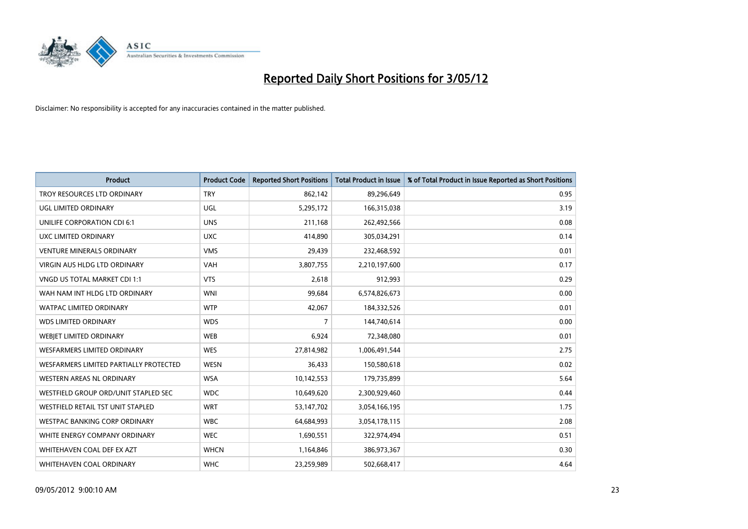# Reported Daily Short Positions for 3/05/12

Disclaimer: No responsibility is accepted for any inaccuracies contained in the matter published.

| Product | Product Code | Reported Short Positions | Total Product in Issue | % of Total Product in Issue Reported as Short Positions |
|---|---|---|---|---|
| TROY RESOURCES LTD ORDINARY | TRY | 862,142 | 89,296,649 | 0.95 |
| UGL LIMITED ORDINARY | UGL | 5,295,172 | 166,315,038 | 3.19 |
| UNILIFE CORPORATION CDI 6:1 | UNS | 211,168 | 262,492,566 | 0.08 |
| UXC LIMITED ORDINARY | UXC | 414,890 | 305,034,291 | 0.14 |
| VENTURE MINERALS ORDINARY | VMS | 29,439 | 232,468,592 | 0.01 |
| VIRGIN AUS HLDG LTD ORDINARY | VAH | 3,807,755 | 2,210,197,600 | 0.17 |
| VNGD US TOTAL MARKET CDI 1:1 | VTS | 2,618 | 912,993 | 0.29 |
| WAH NAM INT HLDG LTD ORDINARY | WNI | 99,684 | 6,574,826,673 | 0.00 |
| WATPAC LIMITED ORDINARY | WTP | 42,067 | 184,332,526 | 0.01 |
| WDS LIMITED ORDINARY | WDS | 7 | 144,740,614 | 0.00 |
| WEBJET LIMITED ORDINARY | WEB | 6,924 | 72,348,080 | 0.01 |
| WESFARMERS LIMITED ORDINARY | WES | 27,814,982 | 1,006,491,544 | 2.75 |
| WESFARMERS LIMITED PARTIALLY PROTECTED | WESN | 36,433 | 150,580,618 | 0.02 |
| WESTERN AREAS NL ORDINARY | WSA | 10,142,553 | 179,735,899 | 5.64 |
| WESTFIELD GROUP ORD/UNIT STAPLED SEC | WDC | 10,649,620 | 2,300,929,460 | 0.44 |
| WESTFIELD RETAIL TST UNIT STAPLED | WRT | 53,147,702 | 3,054,166,195 | 1.75 |
| WESTPAC BANKING CORP ORDINARY | WBC | 64,684,993 | 3,054,178,115 | 2.08 |
| WHITE ENERGY COMPANY ORDINARY | WEC | 1,690,551 | 322,974,494 | 0.51 |
| WHITEHAVEN COAL DEF EX AZT | WHCN | 1,164,846 | 386,973,367 | 0.30 |
| WHITEHAVEN COAL ORDINARY | WHC | 23,259,989 | 502,668,417 | 4.64 |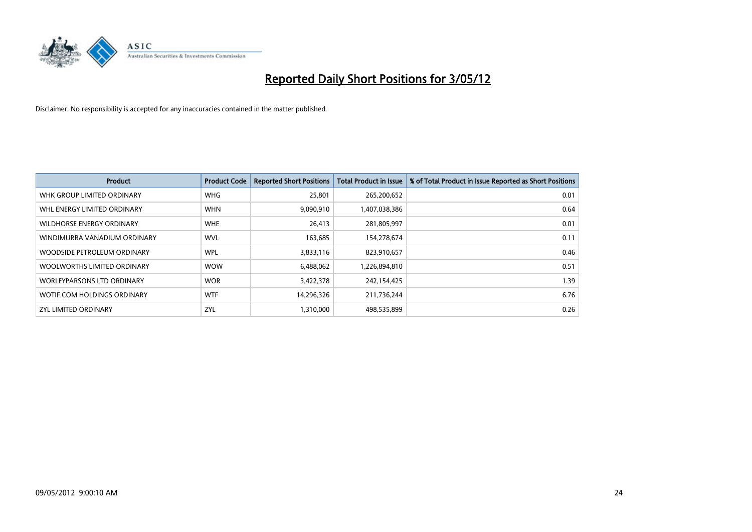# Reported Daily Short Positions for 3/05/12

Disclaimer: No responsibility is accepted for any inaccuracies contained in the matter published.

| Product | Product Code | Reported Short Positions | Total Product in Issue | % of Total Product in Issue Reported as Short Positions |
|---|---|---|---|---|
| WHK GROUP LIMITED ORDINARY | WHG | 25,801 | 265,200,652 | 0.01 |
| WHL ENERGY LIMITED ORDINARY | WHN | 9,090,910 | 1,407,038,386 | 0.64 |
| WILDHORSE ENERGY ORDINARY | WHE | 26,413 | 281,805,997 | 0.01 |
| WINDIMURRA VANADIUM ORDINARY | WVL | 163,685 | 154,278,674 | 0.11 |
| WOODSIDE PETROLEUM ORDINARY | WPL | 3,833,116 | 823,910,657 | 0.46 |
| WOOLWORTHS LIMITED ORDINARY | WOW | 6,488,062 | 1,226,894,810 | 0.51 |
| WORLEYPARSONS LTD ORDINARY | WOR | 3,422,378 | 242,154,425 | 1.39 |
| WOTIF.COM HOLDINGS ORDINARY | WTF | 14,296,326 | 211,736,244 | 6.76 |
| ZYL LIMITED ORDINARY | ZYL | 1,310,000 | 498,535,899 | 0.26 |